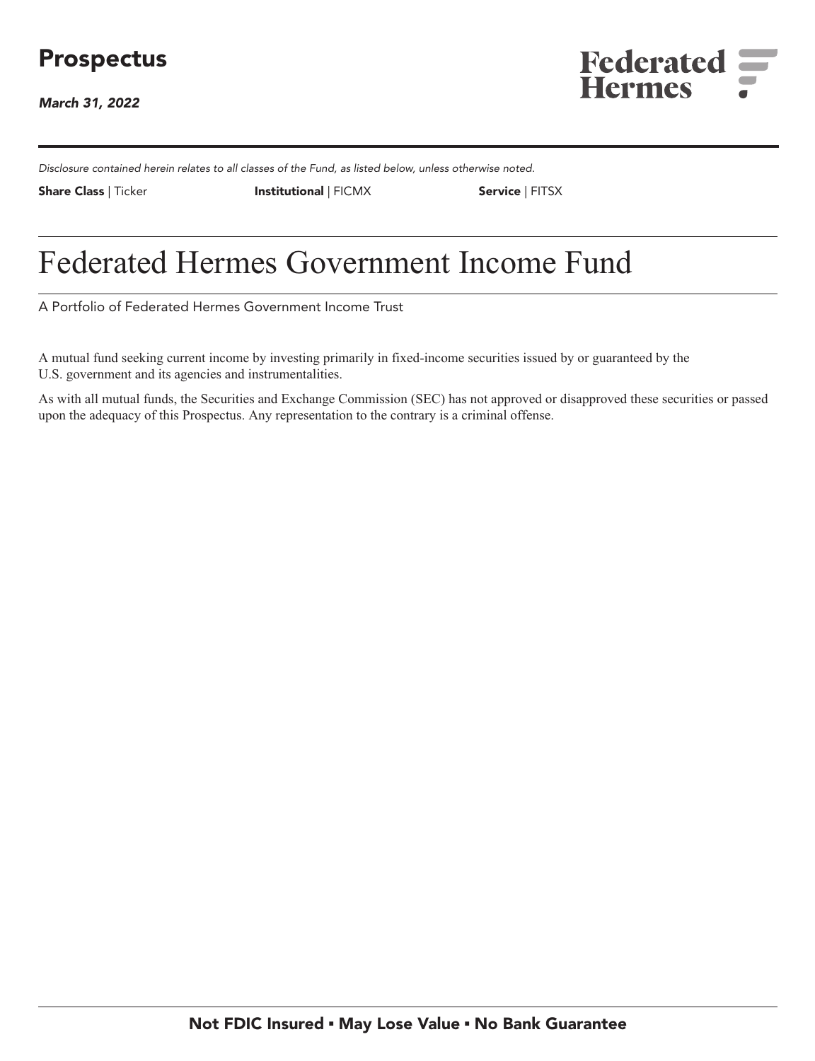# Prospectus

*March 31, 2022*

Federated Hermes

*Disclosure contained herein relates to all classes of the Fund, as listed below, unless otherwise noted.*

| Share Class \| Ticker | Institutional \| FICMX | Service \| FITSX |
|---|---|---|

# Federated Hermes Government Income Fund

A Portfolio of Federated Hermes Government Income Trust

A mutual fund seeking current income by investing primarily in fixed-income securities issued by or guaranteed by the U.S. government and its agencies and instrumentalities.

As with all mutual funds, the Securities and Exchange Commission (SEC) has not approved or disapproved these securities or passed upon the adequacy of this Prospectus. Any representation to the contrary is a criminal offense.

**Not FDIC Insured ▪ May Lose Value ▪ No Bank Guarantee**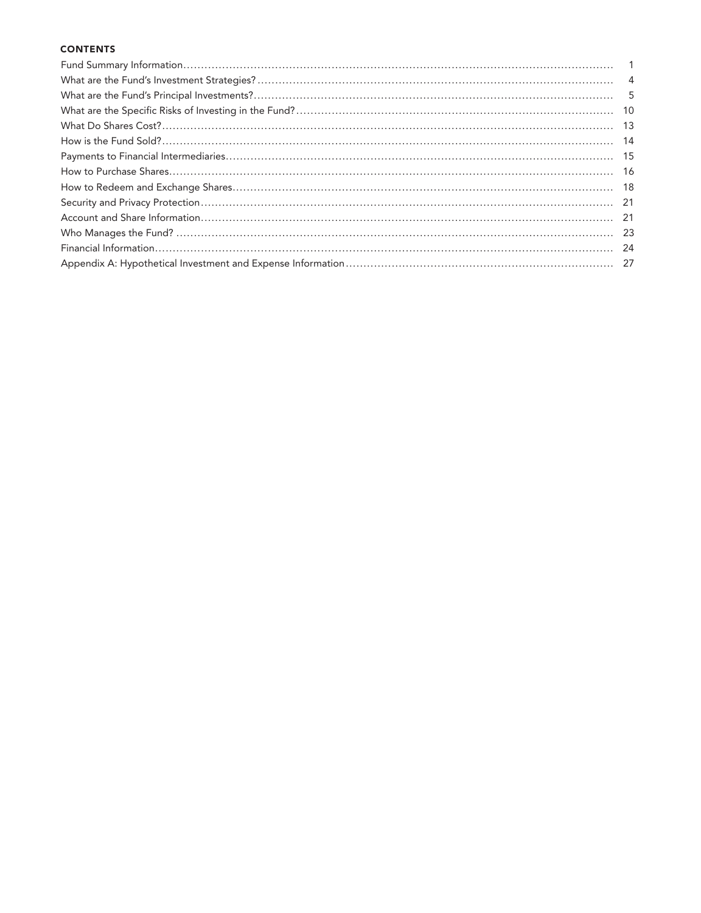## CONTENTS

| | |
|---|---|
| Fund Summary Information | 1 |
| What are the Fund's Investment Strategies? | 4 |
| What are the Fund's Principal Investments? | 5 |
| What are the Specific Risks of Investing in the Fund? | 10 |
| What Do Shares Cost? | 13 |
| How is the Fund Sold? | 14 |
| Payments to Financial Intermediaries | 15 |
| How to Purchase Shares | 16 |
| How to Redeem and Exchange Shares | 18 |
| Security and Privacy Protection | 21 |
| Account and Share Information | 21 |
| Who Manages the Fund? | 23 |
| Financial Information | 24 |
| Appendix A: Hypothetical Investment and Expense Information | 27 |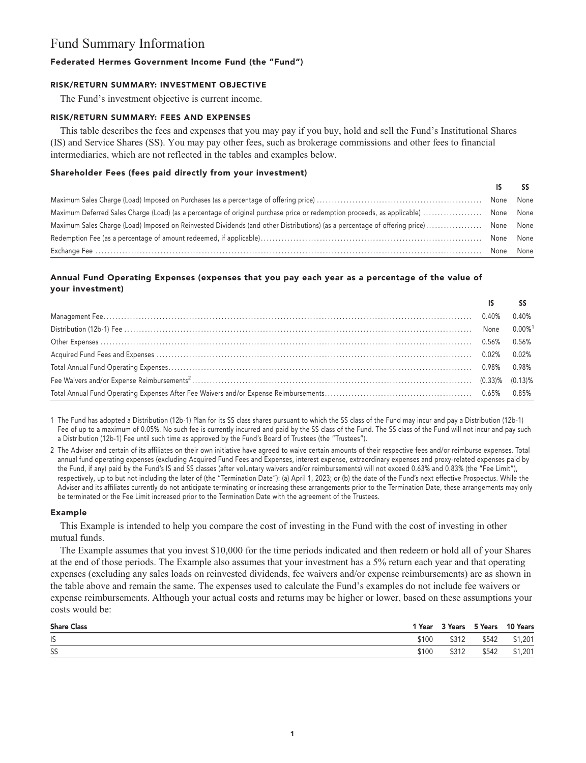# Fund Summary Information

**Federated Hermes Government Income Fund (the "Fund")**

### RISK/RETURN SUMMARY: INVESTMENT OBJECTIVE

The Fund's investment objective is current income.

### RISK/RETURN SUMMARY: FEES AND EXPENSES

This table describes the fees and expenses that you may pay if you buy, hold and sell the Fund's Institutional Shares (IS) and Service Shares (SS). You may pay other fees, such as brokerage commissions and other fees to financial intermediaries, which are not reflected in the tables and examples below.

**Shareholder Fees (fees paid directly from your investment)**

| | IS | SS |
|---|---|---|
| Maximum Sales Charge (Load) Imposed on Purchases (as a percentage of offering price) | None | None |
| Maximum Deferred Sales Charge (Load) (as a percentage of original purchase price or redemption proceeds, as applicable) | None | None |
| Maximum Sales Charge (Load) Imposed on Reinvested Dividends (and other Distributions) (as a percentage of offering price) | None | None |
| Redemption Fee (as a percentage of amount redeemed, if applicable) | None | None |
| Exchange Fee | None | None |

**Annual Fund Operating Expenses (expenses that you pay each year as a percentage of the value of your investment)**

| | IS | SS |
|---|---|---|
| Management Fee | 0.40% | 0.40% |
| Distribution (12b-1) Fee | None | 0.00%[1] |
| Other Expenses | 0.56% | 0.56% |
| Acquired Fund Fees and Expenses | 0.02% | 0.02% |
| Total Annual Fund Operating Expenses | 0.98% | 0.98% |
| Fee Waivers and/or Expense Reimbursements[2] | (0.33)% | (0.13)% |
| Total Annual Fund Operating Expenses After Fee Waivers and/or Expense Reimbursements | 0.65% | 0.85% |

1 The Fund has adopted a Distribution (12b-1) Plan for its SS class shares pursuant to which the SS class of the Fund may incur and pay a Distribution (12b-1) Fee of up to a maximum of 0.05%. No such fee is currently incurred and paid by the SS class of the Fund. The SS class of the Fund will not incur and pay such a Distribution (12b-1) Fee until such time as approved by the Fund's Board of Trustees (the "Trustees").

2 The Adviser and certain of its affiliates on their own initiative have agreed to waive certain amounts of their respective fees and/or reimburse expenses. Total annual fund operating expenses (excluding Acquired Fund Fees and Expenses, interest expense, extraordinary expenses and proxy-related expenses paid by the Fund, if any) paid by the Fund's IS and SS classes (after voluntary waivers and/or reimbursements) will not exceed 0.63% and 0.83% (the "Fee Limit"), respectively, up to but not including the later of (the "Termination Date"): (a) April 1, 2023; or (b) the date of the Fund's next effective Prospectus. While the Adviser and its affiliates currently do not anticipate terminating or increasing these arrangements prior to the Termination Date, these arrangements may only be terminated or the Fee Limit increased prior to the Termination Date with the agreement of the Trustees.

**Example**

This Example is intended to help you compare the cost of investing in the Fund with the cost of investing in other mutual funds.

The Example assumes that you invest $10,000 for the time periods indicated and then redeem or hold all of your Shares at the end of those periods. The Example also assumes that your investment has a 5% return each year and that operating expenses (excluding any sales loads on reinvested dividends, fee waivers and/or expense reimbursements) are as shown in the table above and remain the same. The expenses used to calculate the Fund's examples do not include fee waivers or expense reimbursements. Although your actual costs and returns may be higher or lower, based on these assumptions your costs would be:

| Share Class | 1 Year | 3 Years | 5 Years | 10 Years |
|---|---|---|---|---|
| IS | $100 | $312 | $542 | $1,201 |
| SS | $100 | $312 | $542 | $1,201 |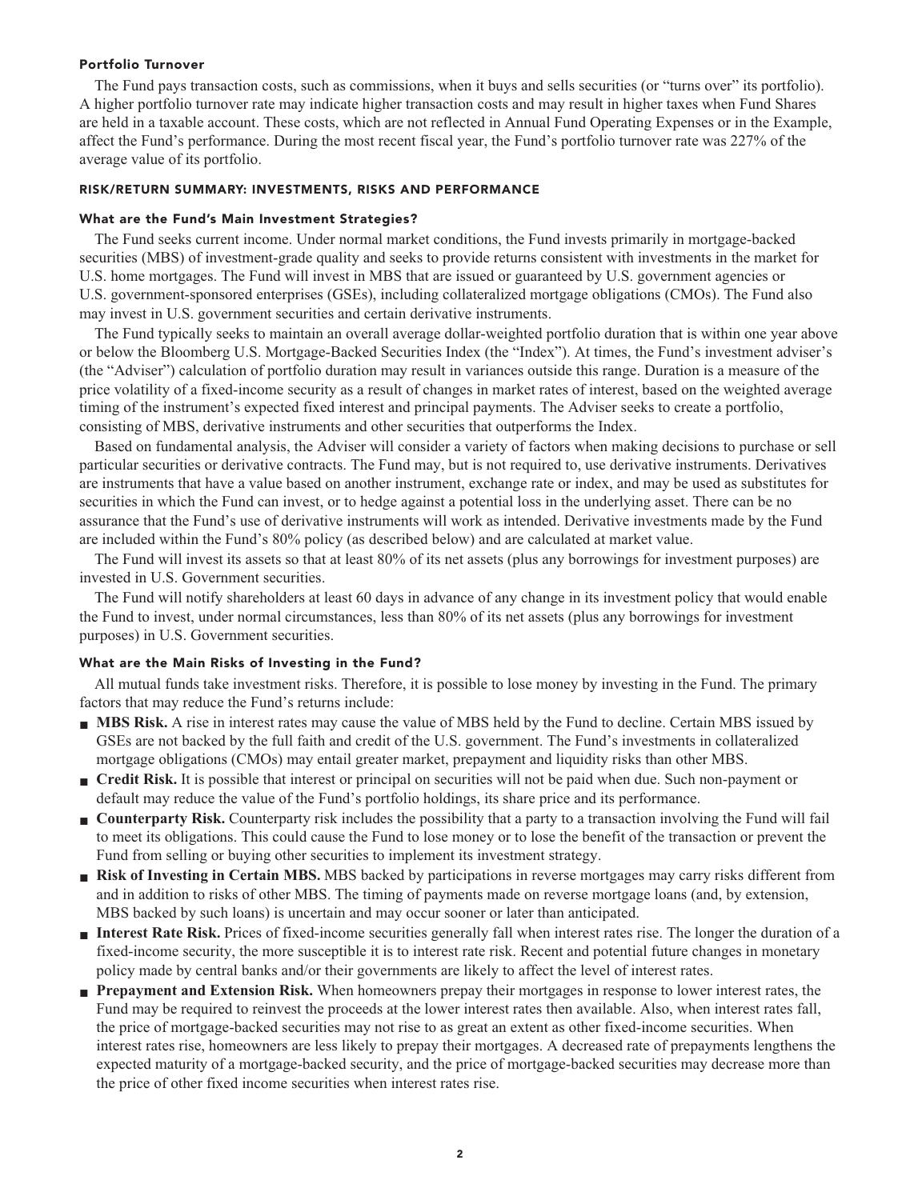#### Portfolio Turnover

The Fund pays transaction costs, such as commissions, when it buys and sells securities (or "turns over" its portfolio). A higher portfolio turnover rate may indicate higher transaction costs and may result in higher taxes when Fund Shares are held in a taxable account. These costs, which are not reflected in Annual Fund Operating Expenses or in the Example, affect the Fund's performance. During the most recent fiscal year, the Fund's portfolio turnover rate was 227% of the average value of its portfolio.

### RISK/RETURN SUMMARY: INVESTMENTS, RISKS AND PERFORMANCE

#### What are the Fund's Main Investment Strategies?

The Fund seeks current income. Under normal market conditions, the Fund invests primarily in mortgage-backed securities (MBS) of investment-grade quality and seeks to provide returns consistent with investments in the market for U.S. home mortgages. The Fund will invest in MBS that are issued or guaranteed by U.S. government agencies or U.S. government-sponsored enterprises (GSEs), including collateralized mortgage obligations (CMOs). The Fund also may invest in U.S. government securities and certain derivative instruments.

The Fund typically seeks to maintain an overall average dollar-weighted portfolio duration that is within one year above or below the Bloomberg U.S. Mortgage-Backed Securities Index (the "Index"). At times, the Fund's investment adviser's (the "Adviser") calculation of portfolio duration may result in variances outside this range. Duration is a measure of the price volatility of a fixed-income security as a result of changes in market rates of interest, based on the weighted average timing of the instrument's expected fixed interest and principal payments. The Adviser seeks to create a portfolio, consisting of MBS, derivative instruments and other securities that outperforms the Index.

Based on fundamental analysis, the Adviser will consider a variety of factors when making decisions to purchase or sell particular securities or derivative contracts. The Fund may, but is not required to, use derivative instruments. Derivatives are instruments that have a value based on another instrument, exchange rate or index, and may be used as substitutes for securities in which the Fund can invest, or to hedge against a potential loss in the underlying asset. There can be no assurance that the Fund's use of derivative instruments will work as intended. Derivative investments made by the Fund are included within the Fund's 80% policy (as described below) and are calculated at market value.

The Fund will invest its assets so that at least 80% of its net assets (plus any borrowings for investment purposes) are invested in U.S. Government securities.

The Fund will notify shareholders at least 60 days in advance of any change in its investment policy that would enable the Fund to invest, under normal circumstances, less than 80% of its net assets (plus any borrowings for investment purposes) in U.S. Government securities.

#### What are the Main Risks of Investing in the Fund?

All mutual funds take investment risks. Therefore, it is possible to lose money by investing in the Fund. The primary factors that may reduce the Fund's returns include:

- **MBS Risk.** A rise in interest rates may cause the value of MBS held by the Fund to decline. Certain MBS issued by GSEs are not backed by the full faith and credit of the U.S. government. The Fund's investments in collateralized mortgage obligations (CMOs) may entail greater market, prepayment and liquidity risks than other MBS.
- **Credit Risk.** It is possible that interest or principal on securities will not be paid when due. Such non-payment or default may reduce the value of the Fund's portfolio holdings, its share price and its performance.
- **Counterparty Risk.** Counterparty risk includes the possibility that a party to a transaction involving the Fund will fail to meet its obligations. This could cause the Fund to lose money or to lose the benefit of the transaction or prevent the Fund from selling or buying other securities to implement its investment strategy.
- **Risk of Investing in Certain MBS.** MBS backed by participations in reverse mortgages may carry risks different from and in addition to risks of other MBS. The timing of payments made on reverse mortgage loans (and, by extension, MBS backed by such loans) is uncertain and may occur sooner or later than anticipated.
- **Interest Rate Risk.** Prices of fixed-income securities generally fall when interest rates rise. The longer the duration of a fixed-income security, the more susceptible it is to interest rate risk. Recent and potential future changes in monetary policy made by central banks and/or their governments are likely to affect the level of interest rates.
- **Prepayment and Extension Risk.** When homeowners prepay their mortgages in response to lower interest rates, the Fund may be required to reinvest the proceeds at the lower interest rates then available. Also, when interest rates fall, the price of mortgage-backed securities may not rise to as great an extent as other fixed-income securities. When interest rates rise, homeowners are less likely to prepay their mortgages. A decreased rate of prepayments lengthens the expected maturity of a mortgage-backed security, and the price of mortgage-backed securities may decrease more than the price of other fixed income securities when interest rates rise.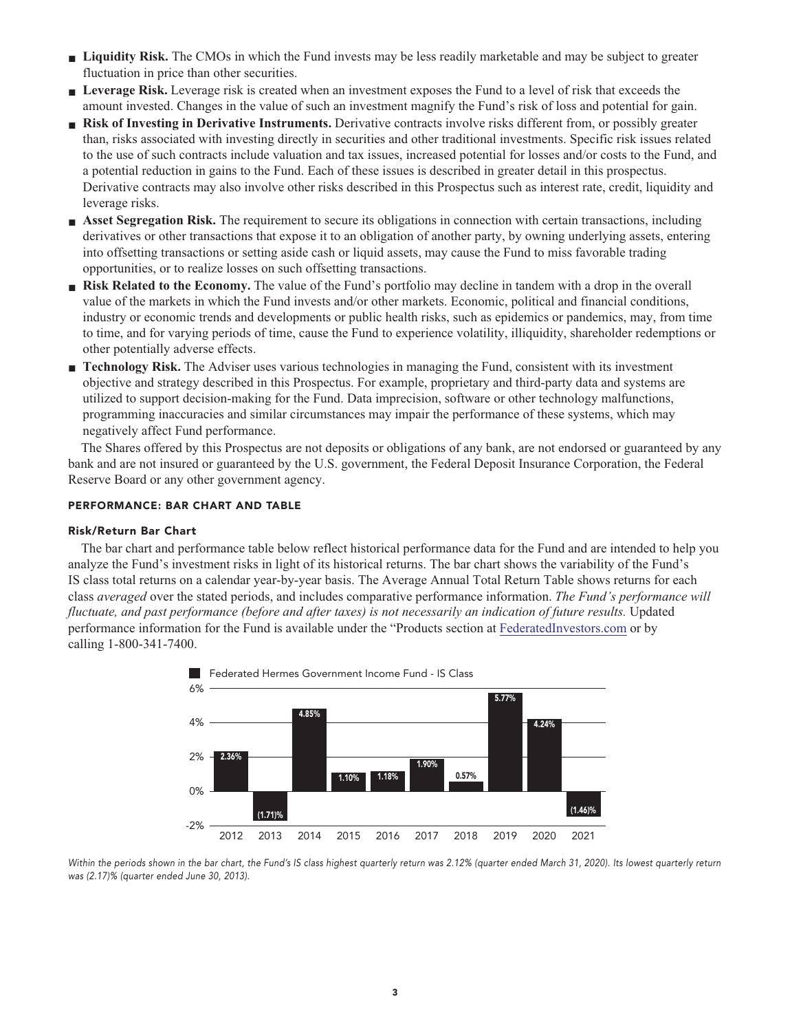- **Liquidity Risk.** The CMOs in which the Fund invests may be less readily marketable and may be subject to greater fluctuation in price than other securities.
- **Leverage Risk.** Leverage risk is created when an investment exposes the Fund to a level of risk that exceeds the amount invested. Changes in the value of such an investment magnify the Fund's risk of loss and potential for gain.
- **Risk of Investing in Derivative Instruments.** Derivative contracts involve risks different from, or possibly greater than, risks associated with investing directly in securities and other traditional investments. Specific risk issues related to the use of such contracts include valuation and tax issues, increased potential for losses and/or costs to the Fund, and a potential reduction in gains to the Fund. Each of these issues is described in greater detail in this prospectus. Derivative contracts may also involve other risks described in this Prospectus such as interest rate, credit, liquidity and leverage risks.
- **Asset Segregation Risk.** The requirement to secure its obligations in connection with certain transactions, including derivatives or other transactions that expose it to an obligation of another party, by owning underlying assets, entering into offsetting transactions or setting aside cash or liquid assets, may cause the Fund to miss favorable trading opportunities, or to realize losses on such offsetting transactions.
- **Risk Related to the Economy.** The value of the Fund's portfolio may decline in tandem with a drop in the overall value of the markets in which the Fund invests and/or other markets. Economic, political and financial conditions, industry or economic trends and developments or public health risks, such as epidemics or pandemics, may, from time to time, and for varying periods of time, cause the Fund to experience volatility, illiquidity, shareholder redemptions or other potentially adverse effects.
- **Technology Risk.** The Adviser uses various technologies in managing the Fund, consistent with its investment objective and strategy described in this Prospectus. For example, proprietary and third-party data and systems are utilized to support decision-making for the Fund. Data imprecision, software or other technology malfunctions, programming inaccuracies and similar circumstances may impair the performance of these systems, which may negatively affect Fund performance.

The Shares offered by this Prospectus are not deposits or obligations of any bank, are not endorsed or guaranteed by any bank and are not insured or guaranteed by the U.S. government, the Federal Deposit Insurance Corporation, the Federal Reserve Board or any other government agency.

## PERFORMANCE: BAR CHART AND TABLE

### Risk/Return Bar Chart

The bar chart and performance table below reflect historical performance data for the Fund and are intended to help you analyze the Fund's investment risks in light of its historical returns. The bar chart shows the variability of the Fund's IS class total returns on a calendar year-by-year basis. The Average Annual Total Return Table shows returns for each class *averaged* over the stated periods, and includes comparative performance information. *The Fund's performance will fluctuate, and past performance (before and after taxes) is not necessarily an indication of future results.* Updated performance information for the Fund is available under the "Products section at FederatedInvestors.com or by calling 1-800-341-7400.

Federated Hermes Government Income Fund - IS Class

| Year | Return |
|---|---|
| 2012 | 2.36% |
| 2013 | (1.71)% |
| 2014 | 4.85% |
| 2015 | 1.10% |
| 2016 | 1.18% |
| 2017 | 1.90% |
| 2018 | 0.57% |
| 2019 | 5.77% |
| 2020 | 4.24% |
| 2021 | (1.46)% |

*Within the periods shown in the bar chart, the Fund's IS class highest quarterly return was 2.12% (quarter ended March 31, 2020). Its lowest quarterly return was (2.17)% (quarter ended June 30, 2013).*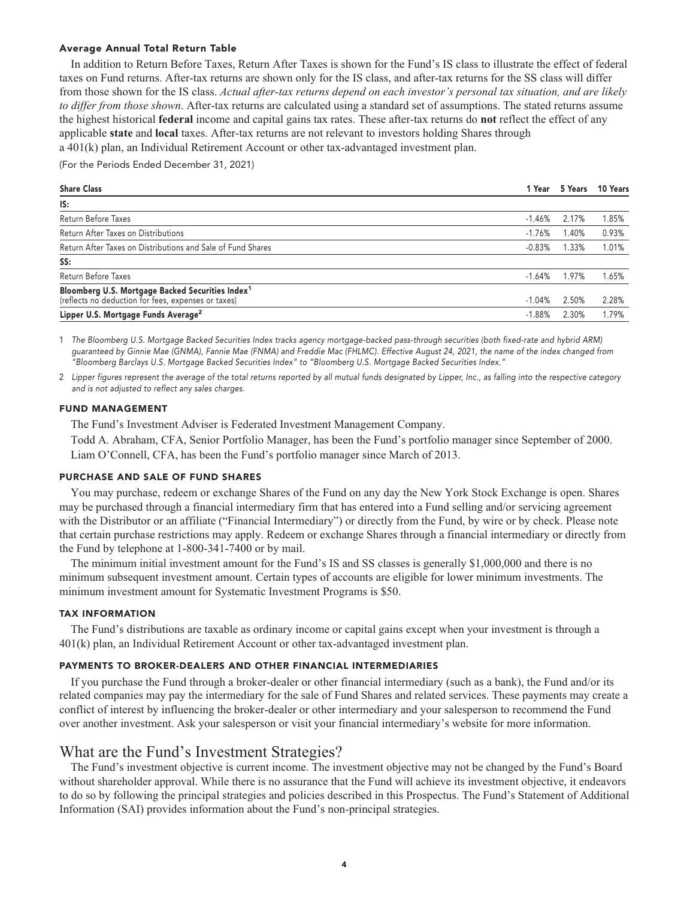#### Average Annual Total Return Table

In addition to Return Before Taxes, Return After Taxes is shown for the Fund's IS class to illustrate the effect of federal taxes on Fund returns. After-tax returns are shown only for the IS class, and after-tax returns for the SS class will differ from those shown for the IS class. *Actual after-tax returns depend on each investor's personal tax situation, and are likely to differ from those shown*. After-tax returns are calculated using a standard set of assumptions. The stated returns assume the highest historical **federal** income and capital gains tax rates. These after-tax returns do **not** reflect the effect of any applicable **state** and **local** taxes. After-tax returns are not relevant to investors holding Shares through a 401(k) plan, an Individual Retirement Account or other tax-advantaged investment plan.

(For the Periods Ended December 31, 2021)

| Share Class | 1 Year | 5 Years | 10 Years |
|---|---|---|---|
| **IS:** | | | |
| Return Before Taxes | -1.46% | 2.17% | 1.85% |
| Return After Taxes on Distributions | -1.76% | 1.40% | 0.93% |
| Return After Taxes on Distributions and Sale of Fund Shares | -0.83% | 1.33% | 1.01% |
| **SS:** | | | |
| Return Before Taxes | -1.64% | 1.97% | 1.65% |
| **Bloomberg U.S. Mortgage Backed Securities Index**[1] (reflects no deduction for fees, expenses or taxes) | -1.04% | 2.50% | 2.28% |
| **Lipper U.S. Mortgage Funds Average**[2] | -1.88% | 2.30% | 1.79% |

1 *The Bloomberg U.S. Mortgage Backed Securities Index tracks agency mortgage-backed pass-through securities (both fixed-rate and hybrid ARM) guaranteed by Ginnie Mae (GNMA), Fannie Mae (FNMA) and Freddie Mac (FHLMC). Effective August 24, 2021, the name of the index changed from "Bloomberg Barclays U.S. Mortgage Backed Securities Index" to "Bloomberg U.S. Mortgage Backed Securities Index."*

2 *Lipper figures represent the average of the total returns reported by all mutual funds designated by Lipper, Inc., as falling into the respective category and is not adjusted to reflect any sales charges.*

### FUND MANAGEMENT

The Fund's Investment Adviser is Federated Investment Management Company.

Todd A. Abraham, CFA, Senior Portfolio Manager, has been the Fund's portfolio manager since September of 2000.

Liam O'Connell, CFA, has been the Fund's portfolio manager since March of 2013.

### PURCHASE AND SALE OF FUND SHARES

You may purchase, redeem or exchange Shares of the Fund on any day the New York Stock Exchange is open. Shares may be purchased through a financial intermediary firm that has entered into a Fund selling and/or servicing agreement with the Distributor or an affiliate ("Financial Intermediary") or directly from the Fund, by wire or by check. Please note that certain purchase restrictions may apply. Redeem or exchange Shares through a financial intermediary or directly from the Fund by telephone at 1-800-341-7400 or by mail.

The minimum initial investment amount for the Fund's IS and SS classes is generally $1,000,000 and there is no minimum subsequent investment amount. Certain types of accounts are eligible for lower minimum investments. The minimum investment amount for Systematic Investment Programs is $50.

### TAX INFORMATION

The Fund's distributions are taxable as ordinary income or capital gains except when your investment is through a 401(k) plan, an Individual Retirement Account or other tax-advantaged investment plan.

### PAYMENTS TO BROKER-DEALERS AND OTHER FINANCIAL INTERMEDIARIES

If you purchase the Fund through a broker-dealer or other financial intermediary (such as a bank), the Fund and/or its related companies may pay the intermediary for the sale of Fund Shares and related services. These payments may create a conflict of interest by influencing the broker-dealer or other intermediary and your salesperson to recommend the Fund over another investment. Ask your salesperson or visit your financial intermediary's website for more information.

## What are the Fund's Investment Strategies?

The Fund's investment objective is current income. The investment objective may not be changed by the Fund's Board without shareholder approval. While there is no assurance that the Fund will achieve its investment objective, it endeavors to do so by following the principal strategies and policies described in this Prospectus. The Fund's Statement of Additional Information (SAI) provides information about the Fund's non-principal strategies.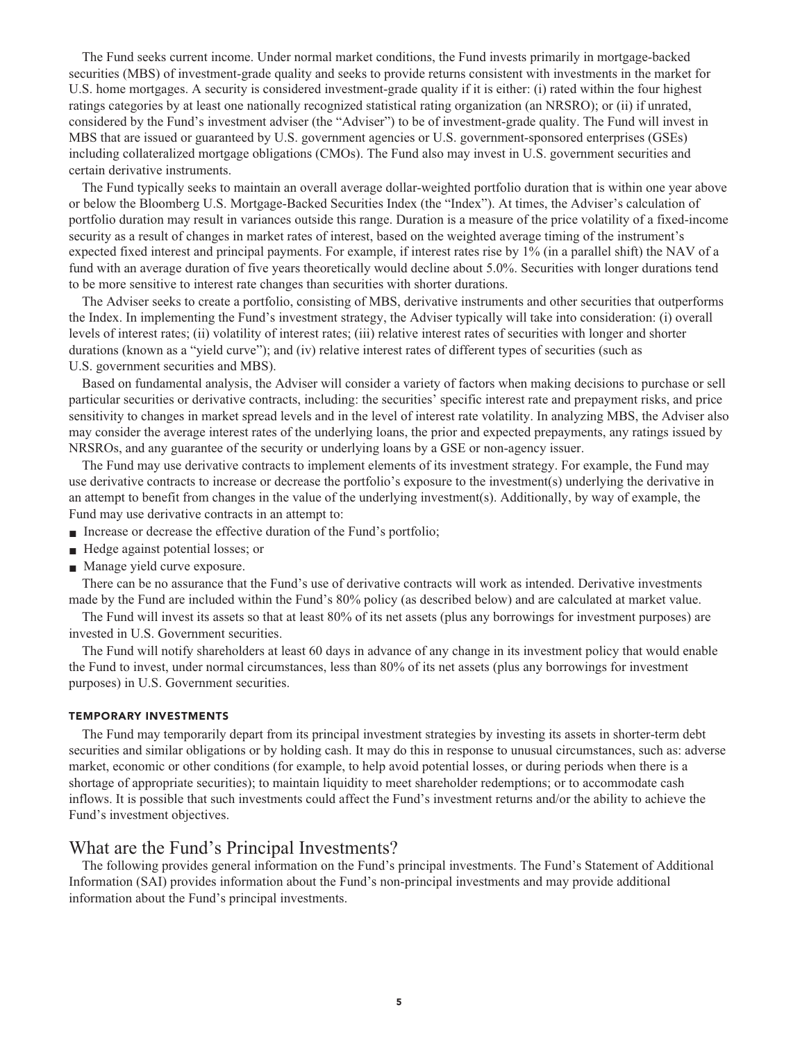The Fund seeks current income. Under normal market conditions, the Fund invests primarily in mortgage-backed securities (MBS) of investment-grade quality and seeks to provide returns consistent with investments in the market for U.S. home mortgages. A security is considered investment-grade quality if it is either: (i) rated within the four highest ratings categories by at least one nationally recognized statistical rating organization (an NRSRO); or (ii) if unrated, considered by the Fund's investment adviser (the "Adviser") to be of investment-grade quality. The Fund will invest in MBS that are issued or guaranteed by U.S. government agencies or U.S. government-sponsored enterprises (GSEs) including collateralized mortgage obligations (CMOs). The Fund also may invest in U.S. government securities and certain derivative instruments.

The Fund typically seeks to maintain an overall average dollar-weighted portfolio duration that is within one year above or below the Bloomberg U.S. Mortgage-Backed Securities Index (the "Index"). At times, the Adviser's calculation of portfolio duration may result in variances outside this range. Duration is a measure of the price volatility of a fixed-income security as a result of changes in market rates of interest, based on the weighted average timing of the instrument's expected fixed interest and principal payments. For example, if interest rates rise by 1% (in a parallel shift) the NAV of a fund with an average duration of five years theoretically would decline about 5.0%. Securities with longer durations tend to be more sensitive to interest rate changes than securities with shorter durations.

The Adviser seeks to create a portfolio, consisting of MBS, derivative instruments and other securities that outperforms the Index. In implementing the Fund's investment strategy, the Adviser typically will take into consideration: (i) overall levels of interest rates; (ii) volatility of interest rates; (iii) relative interest rates of securities with longer and shorter durations (known as a "yield curve"); and (iv) relative interest rates of different types of securities (such as U.S. government securities and MBS).

Based on fundamental analysis, the Adviser will consider a variety of factors when making decisions to purchase or sell particular securities or derivative contracts, including: the securities' specific interest rate and prepayment risks, and price sensitivity to changes in market spread levels and in the level of interest rate volatility. In analyzing MBS, the Adviser also may consider the average interest rates of the underlying loans, the prior and expected prepayments, any ratings issued by NRSROs, and any guarantee of the security or underlying loans by a GSE or non-agency issuer.

The Fund may use derivative contracts to implement elements of its investment strategy. For example, the Fund may use derivative contracts to increase or decrease the portfolio's exposure to the investment(s) underlying the derivative in an attempt to benefit from changes in the value of the underlying investment(s). Additionally, by way of example, the Fund may use derivative contracts in an attempt to:

- Increase or decrease the effective duration of the Fund's portfolio;
- Hedge against potential losses; or
- Manage yield curve exposure.

There can be no assurance that the Fund's use of derivative contracts will work as intended. Derivative investments made by the Fund are included within the Fund's 80% policy (as described below) and are calculated at market value.

The Fund will invest its assets so that at least 80% of its net assets (plus any borrowings for investment purposes) are invested in U.S. Government securities.

The Fund will notify shareholders at least 60 days in advance of any change in its investment policy that would enable the Fund to invest, under normal circumstances, less than 80% of its net assets (plus any borrowings for investment purposes) in U.S. Government securities.

### TEMPORARY INVESTMENTS

The Fund may temporarily depart from its principal investment strategies by investing its assets in shorter-term debt securities and similar obligations or by holding cash. It may do this in response to unusual circumstances, such as: adverse market, economic or other conditions (for example, to help avoid potential losses, or during periods when there is a shortage of appropriate securities); to maintain liquidity to meet shareholder redemptions; or to accommodate cash inflows. It is possible that such investments could affect the Fund's investment returns and/or the ability to achieve the Fund's investment objectives.

## What are the Fund's Principal Investments?

The following provides general information on the Fund's principal investments. The Fund's Statement of Additional Information (SAI) provides information about the Fund's non-principal investments and may provide additional information about the Fund's principal investments.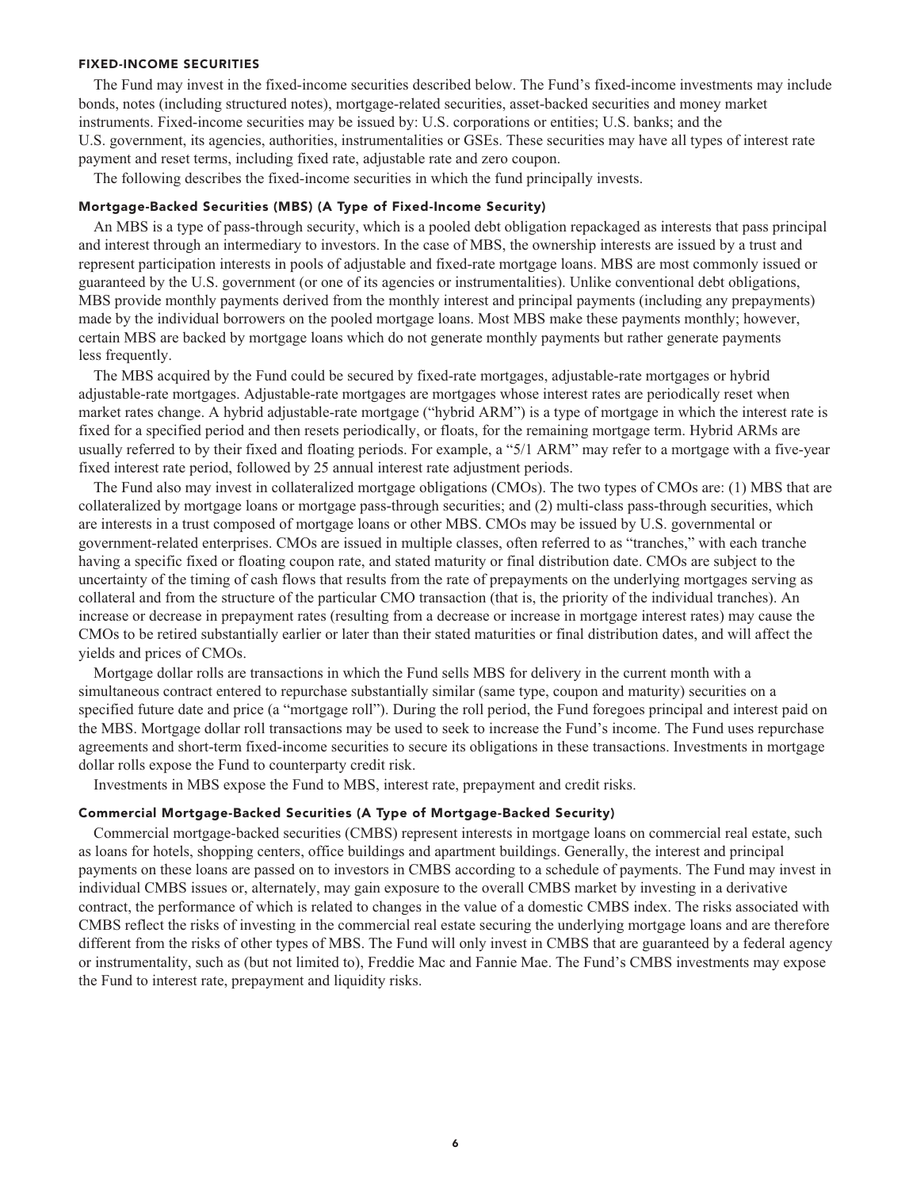## FIXED-INCOME SECURITIES

The Fund may invest in the fixed-income securities described below. The Fund's fixed-income investments may include bonds, notes (including structured notes), mortgage-related securities, asset-backed securities and money market instruments. Fixed-income securities may be issued by: U.S. corporations or entities; U.S. banks; and the U.S. government, its agencies, authorities, instrumentalities or GSEs. These securities may have all types of interest rate payment and reset terms, including fixed rate, adjustable rate and zero coupon.

The following describes the fixed-income securities in which the fund principally invests.

### Mortgage-Backed Securities (MBS) (A Type of Fixed-Income Security)

An MBS is a type of pass-through security, which is a pooled debt obligation repackaged as interests that pass principal and interest through an intermediary to investors. In the case of MBS, the ownership interests are issued by a trust and represent participation interests in pools of adjustable and fixed-rate mortgage loans. MBS are most commonly issued or guaranteed by the U.S. government (or one of its agencies or instrumentalities). Unlike conventional debt obligations, MBS provide monthly payments derived from the monthly interest and principal payments (including any prepayments) made by the individual borrowers on the pooled mortgage loans. Most MBS make these payments monthly; however, certain MBS are backed by mortgage loans which do not generate monthly payments but rather generate payments less frequently.

The MBS acquired by the Fund could be secured by fixed-rate mortgages, adjustable-rate mortgages or hybrid adjustable-rate mortgages. Adjustable-rate mortgages are mortgages whose interest rates are periodically reset when market rates change. A hybrid adjustable-rate mortgage ("hybrid ARM") is a type of mortgage in which the interest rate is fixed for a specified period and then resets periodically, or floats, for the remaining mortgage term. Hybrid ARMs are usually referred to by their fixed and floating periods. For example, a "5/1 ARM" may refer to a mortgage with a five-year fixed interest rate period, followed by 25 annual interest rate adjustment periods.

The Fund also may invest in collateralized mortgage obligations (CMOs). The two types of CMOs are: (1) MBS that are collateralized by mortgage loans or mortgage pass-through securities; and (2) multi-class pass-through securities, which are interests in a trust composed of mortgage loans or other MBS. CMOs may be issued by U.S. governmental or government-related enterprises. CMOs are issued in multiple classes, often referred to as "tranches," with each tranche having a specific fixed or floating coupon rate, and stated maturity or final distribution date. CMOs are subject to the uncertainty of the timing of cash flows that results from the rate of prepayments on the underlying mortgages serving as collateral and from the structure of the particular CMO transaction (that is, the priority of the individual tranches). An increase or decrease in prepayment rates (resulting from a decrease or increase in mortgage interest rates) may cause the CMOs to be retired substantially earlier or later than their stated maturities or final distribution dates, and will affect the yields and prices of CMOs.

Mortgage dollar rolls are transactions in which the Fund sells MBS for delivery in the current month with a simultaneous contract entered to repurchase substantially similar (same type, coupon and maturity) securities on a specified future date and price (a "mortgage roll"). During the roll period, the Fund foregoes principal and interest paid on the MBS. Mortgage dollar roll transactions may be used to seek to increase the Fund's income. The Fund uses repurchase agreements and short-term fixed-income securities to secure its obligations in these transactions. Investments in mortgage dollar rolls expose the Fund to counterparty credit risk.

Investments in MBS expose the Fund to MBS, interest rate, prepayment and credit risks.

### Commercial Mortgage-Backed Securities (A Type of Mortgage-Backed Security)

Commercial mortgage-backed securities (CMBS) represent interests in mortgage loans on commercial real estate, such as loans for hotels, shopping centers, office buildings and apartment buildings. Generally, the interest and principal payments on these loans are passed on to investors in CMBS according to a schedule of payments. The Fund may invest in individual CMBS issues or, alternately, may gain exposure to the overall CMBS market by investing in a derivative contract, the performance of which is related to changes in the value of a domestic CMBS index. The risks associated with CMBS reflect the risks of investing in the commercial real estate securing the underlying mortgage loans and are therefore different from the risks of other types of MBS. The Fund will only invest in CMBS that are guaranteed by a federal agency or instrumentality, such as (but not limited to), Freddie Mac and Fannie Mae. The Fund's CMBS investments may expose the Fund to interest rate, prepayment and liquidity risks.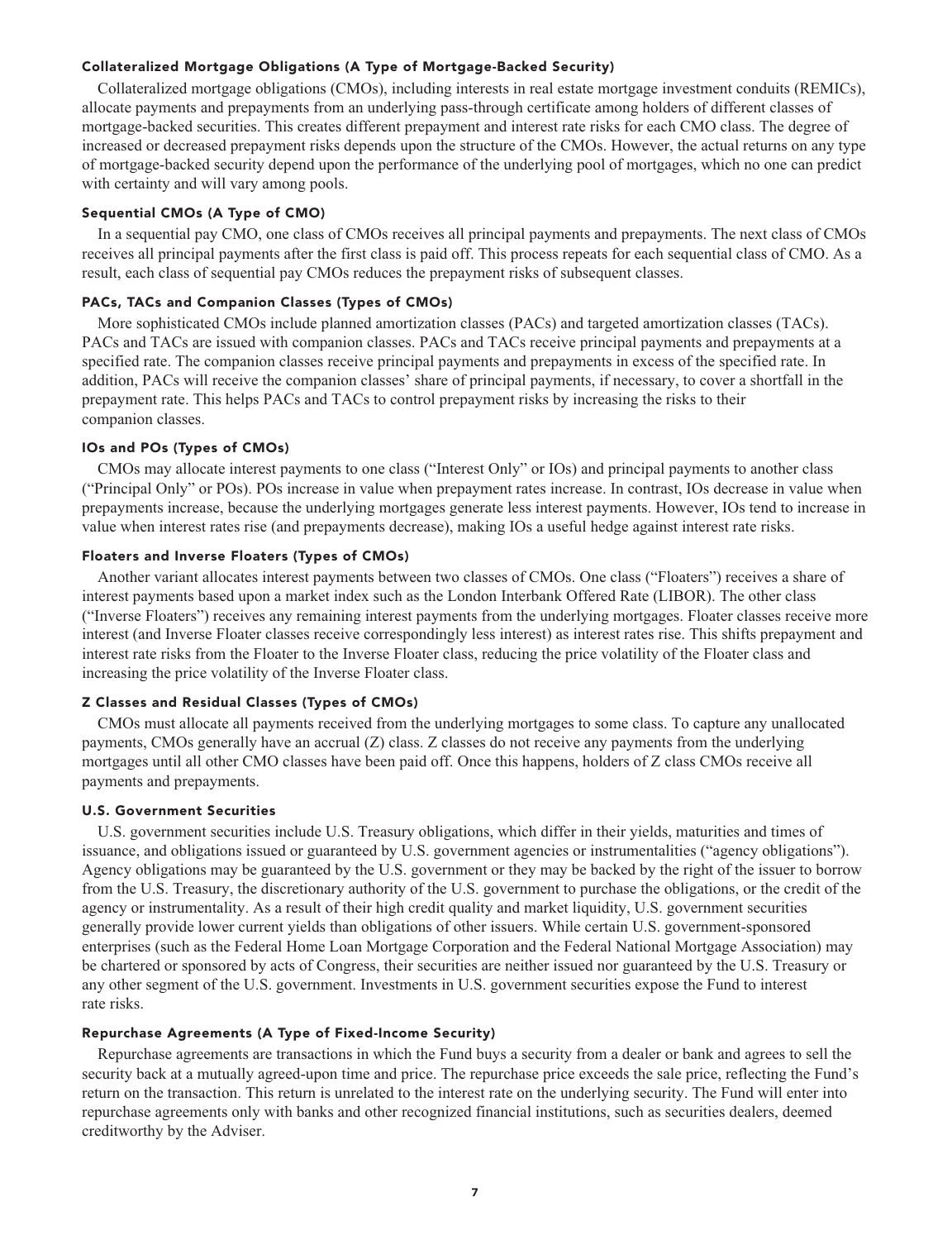#### Collateralized Mortgage Obligations (A Type of Mortgage-Backed Security)

Collateralized mortgage obligations (CMOs), including interests in real estate mortgage investment conduits (REMICs), allocate payments and prepayments from an underlying pass-through certificate among holders of different classes of mortgage-backed securities. This creates different prepayment and interest rate risks for each CMO class. The degree of increased or decreased prepayment risks depends upon the structure of the CMOs. However, the actual returns on any type of mortgage-backed security depend upon the performance of the underlying pool of mortgages, which no one can predict with certainty and will vary among pools.

#### Sequential CMOs (A Type of CMO)

In a sequential pay CMO, one class of CMOs receives all principal payments and prepayments. The next class of CMOs receives all principal payments after the first class is paid off. This process repeats for each sequential class of CMO. As a result, each class of sequential pay CMOs reduces the prepayment risks of subsequent classes.

#### PACs, TACs and Companion Classes (Types of CMOs)

More sophisticated CMOs include planned amortization classes (PACs) and targeted amortization classes (TACs). PACs and TACs are issued with companion classes. PACs and TACs receive principal payments and prepayments at a specified rate. The companion classes receive principal payments and prepayments in excess of the specified rate. In addition, PACs will receive the companion classes' share of principal payments, if necessary, to cover a shortfall in the prepayment rate. This helps PACs and TACs to control prepayment risks by increasing the risks to their companion classes.

#### IOs and POs (Types of CMOs)

CMOs may allocate interest payments to one class ("Interest Only" or IOs) and principal payments to another class ("Principal Only" or POs). POs increase in value when prepayment rates increase. In contrast, IOs decrease in value when prepayments increase, because the underlying mortgages generate less interest payments. However, IOs tend to increase in value when interest rates rise (and prepayments decrease), making IOs a useful hedge against interest rate risks.

#### Floaters and Inverse Floaters (Types of CMOs)

Another variant allocates interest payments between two classes of CMOs. One class ("Floaters") receives a share of interest payments based upon a market index such as the London Interbank Offered Rate (LIBOR). The other class ("Inverse Floaters") receives any remaining interest payments from the underlying mortgages. Floater classes receive more interest (and Inverse Floater classes receive correspondingly less interest) as interest rates rise. This shifts prepayment and interest rate risks from the Floater to the Inverse Floater class, reducing the price volatility of the Floater class and increasing the price volatility of the Inverse Floater class.

#### Z Classes and Residual Classes (Types of CMOs)

CMOs must allocate all payments received from the underlying mortgages to some class. To capture any unallocated payments, CMOs generally have an accrual (Z) class. Z classes do not receive any payments from the underlying mortgages until all other CMO classes have been paid off. Once this happens, holders of Z class CMOs receive all payments and prepayments.

#### U.S. Government Securities

U.S. government securities include U.S. Treasury obligations, which differ in their yields, maturities and times of issuance, and obligations issued or guaranteed by U.S. government agencies or instrumentalities ("agency obligations"). Agency obligations may be guaranteed by the U.S. government or they may be backed by the right of the issuer to borrow from the U.S. Treasury, the discretionary authority of the U.S. government to purchase the obligations, or the credit of the agency or instrumentality. As a result of their high credit quality and market liquidity, U.S. government securities generally provide lower current yields than obligations of other issuers. While certain U.S. government-sponsored enterprises (such as the Federal Home Loan Mortgage Corporation and the Federal National Mortgage Association) may be chartered or sponsored by acts of Congress, their securities are neither issued nor guaranteed by the U.S. Treasury or any other segment of the U.S. government. Investments in U.S. government securities expose the Fund to interest rate risks.

#### Repurchase Agreements (A Type of Fixed-Income Security)

Repurchase agreements are transactions in which the Fund buys a security from a dealer or bank and agrees to sell the security back at a mutually agreed-upon time and price. The repurchase price exceeds the sale price, reflecting the Fund's return on the transaction. This return is unrelated to the interest rate on the underlying security. The Fund will enter into repurchase agreements only with banks and other recognized financial institutions, such as securities dealers, deemed creditworthy by the Adviser.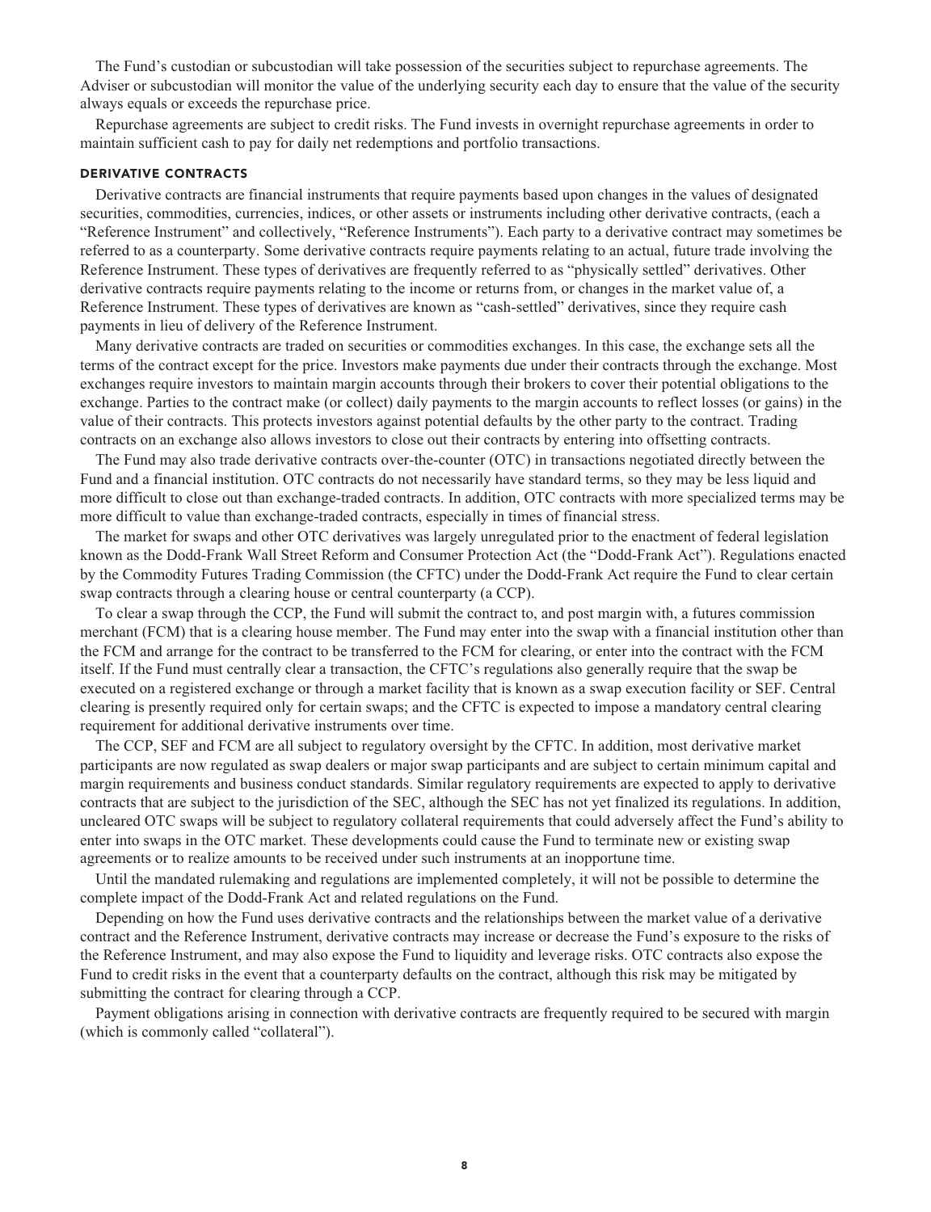The Fund's custodian or subcustodian will take possession of the securities subject to repurchase agreements. The Adviser or subcustodian will monitor the value of the underlying security each day to ensure that the value of the security always equals or exceeds the repurchase price.

Repurchase agreements are subject to credit risks. The Fund invests in overnight repurchase agreements in order to maintain sufficient cash to pay for daily net redemptions and portfolio transactions.

### DERIVATIVE CONTRACTS

Derivative contracts are financial instruments that require payments based upon changes in the values of designated securities, commodities, currencies, indices, or other assets or instruments including other derivative contracts, (each a "Reference Instrument" and collectively, "Reference Instruments"). Each party to a derivative contract may sometimes be referred to as a counterparty. Some derivative contracts require payments relating to an actual, future trade involving the Reference Instrument. These types of derivatives are frequently referred to as "physically settled" derivatives. Other derivative contracts require payments relating to the income or returns from, or changes in the market value of, a Reference Instrument. These types of derivatives are known as "cash-settled" derivatives, since they require cash payments in lieu of delivery of the Reference Instrument.

Many derivative contracts are traded on securities or commodities exchanges. In this case, the exchange sets all the terms of the contract except for the price. Investors make payments due under their contracts through the exchange. Most exchanges require investors to maintain margin accounts through their brokers to cover their potential obligations to the exchange. Parties to the contract make (or collect) daily payments to the margin accounts to reflect losses (or gains) in the value of their contracts. This protects investors against potential defaults by the other party to the contract. Trading contracts on an exchange also allows investors to close out their contracts by entering into offsetting contracts.

The Fund may also trade derivative contracts over-the-counter (OTC) in transactions negotiated directly between the Fund and a financial institution. OTC contracts do not necessarily have standard terms, so they may be less liquid and more difficult to close out than exchange-traded contracts. In addition, OTC contracts with more specialized terms may be more difficult to value than exchange-traded contracts, especially in times of financial stress.

The market for swaps and other OTC derivatives was largely unregulated prior to the enactment of federal legislation known as the Dodd-Frank Wall Street Reform and Consumer Protection Act (the "Dodd-Frank Act"). Regulations enacted by the Commodity Futures Trading Commission (the CFTC) under the Dodd-Frank Act require the Fund to clear certain swap contracts through a clearing house or central counterparty (a CCP).

To clear a swap through the CCP, the Fund will submit the contract to, and post margin with, a futures commission merchant (FCM) that is a clearing house member. The Fund may enter into the swap with a financial institution other than the FCM and arrange for the contract to be transferred to the FCM for clearing, or enter into the contract with the FCM itself. If the Fund must centrally clear a transaction, the CFTC's regulations also generally require that the swap be executed on a registered exchange or through a market facility that is known as a swap execution facility or SEF. Central clearing is presently required only for certain swaps; and the CFTC is expected to impose a mandatory central clearing requirement for additional derivative instruments over time.

The CCP, SEF and FCM are all subject to regulatory oversight by the CFTC. In addition, most derivative market participants are now regulated as swap dealers or major swap participants and are subject to certain minimum capital and margin requirements and business conduct standards. Similar regulatory requirements are expected to apply to derivative contracts that are subject to the jurisdiction of the SEC, although the SEC has not yet finalized its regulations. In addition, uncleared OTC swaps will be subject to regulatory collateral requirements that could adversely affect the Fund's ability to enter into swaps in the OTC market. These developments could cause the Fund to terminate new or existing swap agreements or to realize amounts to be received under such instruments at an inopportune time.

Until the mandated rulemaking and regulations are implemented completely, it will not be possible to determine the complete impact of the Dodd-Frank Act and related regulations on the Fund.

Depending on how the Fund uses derivative contracts and the relationships between the market value of a derivative contract and the Reference Instrument, derivative contracts may increase or decrease the Fund's exposure to the risks of the Reference Instrument, and may also expose the Fund to liquidity and leverage risks. OTC contracts also expose the Fund to credit risks in the event that a counterparty defaults on the contract, although this risk may be mitigated by submitting the contract for clearing through a CCP.

Payment obligations arising in connection with derivative contracts are frequently required to be secured with margin (which is commonly called "collateral").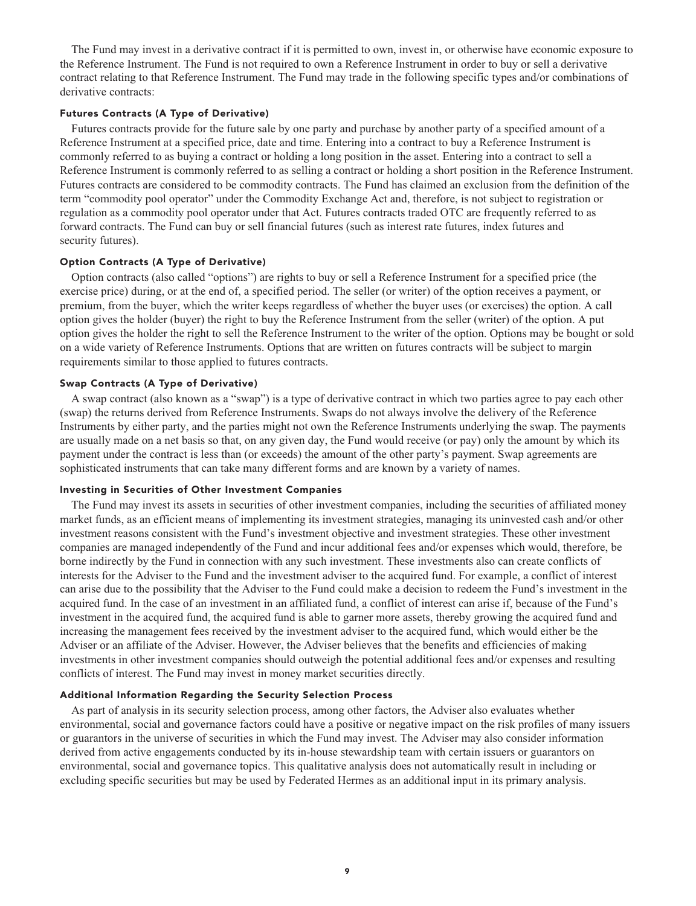The Fund may invest in a derivative contract if it is permitted to own, invest in, or otherwise have economic exposure to the Reference Instrument. The Fund is not required to own a Reference Instrument in order to buy or sell a derivative contract relating to that Reference Instrument. The Fund may trade in the following specific types and/or combinations of derivative contracts:

#### Futures Contracts (A Type of Derivative)

Futures contracts provide for the future sale by one party and purchase by another party of a specified amount of a Reference Instrument at a specified price, date and time. Entering into a contract to buy a Reference Instrument is commonly referred to as buying a contract or holding a long position in the asset. Entering into a contract to sell a Reference Instrument is commonly referred to as selling a contract or holding a short position in the Reference Instrument. Futures contracts are considered to be commodity contracts. The Fund has claimed an exclusion from the definition of the term "commodity pool operator" under the Commodity Exchange Act and, therefore, is not subject to registration or regulation as a commodity pool operator under that Act. Futures contracts traded OTC are frequently referred to as forward contracts. The Fund can buy or sell financial futures (such as interest rate futures, index futures and security futures).

#### Option Contracts (A Type of Derivative)

Option contracts (also called "options") are rights to buy or sell a Reference Instrument for a specified price (the exercise price) during, or at the end of, a specified period. The seller (or writer) of the option receives a payment, or premium, from the buyer, which the writer keeps regardless of whether the buyer uses (or exercises) the option. A call option gives the holder (buyer) the right to buy the Reference Instrument from the seller (writer) of the option. A put option gives the holder the right to sell the Reference Instrument to the writer of the option. Options may be bought or sold on a wide variety of Reference Instruments. Options that are written on futures contracts will be subject to margin requirements similar to those applied to futures contracts.

#### Swap Contracts (A Type of Derivative)

A swap contract (also known as a "swap") is a type of derivative contract in which two parties agree to pay each other (swap) the returns derived from Reference Instruments. Swaps do not always involve the delivery of the Reference Instruments by either party, and the parties might not own the Reference Instruments underlying the swap. The payments are usually made on a net basis so that, on any given day, the Fund would receive (or pay) only the amount by which its payment under the contract is less than (or exceeds) the amount of the other party's payment. Swap agreements are sophisticated instruments that can take many different forms and are known by a variety of names.

#### Investing in Securities of Other Investment Companies

The Fund may invest its assets in securities of other investment companies, including the securities of affiliated money market funds, as an efficient means of implementing its investment strategies, managing its uninvested cash and/or other investment reasons consistent with the Fund's investment objective and investment strategies. These other investment companies are managed independently of the Fund and incur additional fees and/or expenses which would, therefore, be borne indirectly by the Fund in connection with any such investment. These investments also can create conflicts of interests for the Adviser to the Fund and the investment adviser to the acquired fund. For example, a conflict of interest can arise due to the possibility that the Adviser to the Fund could make a decision to redeem the Fund's investment in the acquired fund. In the case of an investment in an affiliated fund, a conflict of interest can arise if, because of the Fund's investment in the acquired fund, the acquired fund is able to garner more assets, thereby growing the acquired fund and increasing the management fees received by the investment adviser to the acquired fund, which would either be the Adviser or an affiliate of the Adviser. However, the Adviser believes that the benefits and efficiencies of making investments in other investment companies should outweigh the potential additional fees and/or expenses and resulting conflicts of interest. The Fund may invest in money market securities directly.

#### Additional Information Regarding the Security Selection Process

As part of analysis in its security selection process, among other factors, the Adviser also evaluates whether environmental, social and governance factors could have a positive or negative impact on the risk profiles of many issuers or guarantors in the universe of securities in which the Fund may invest. The Adviser may also consider information derived from active engagements conducted by its in-house stewardship team with certain issuers or guarantors on environmental, social and governance topics. This qualitative analysis does not automatically result in including or excluding specific securities but may be used by Federated Hermes as an additional input in its primary analysis.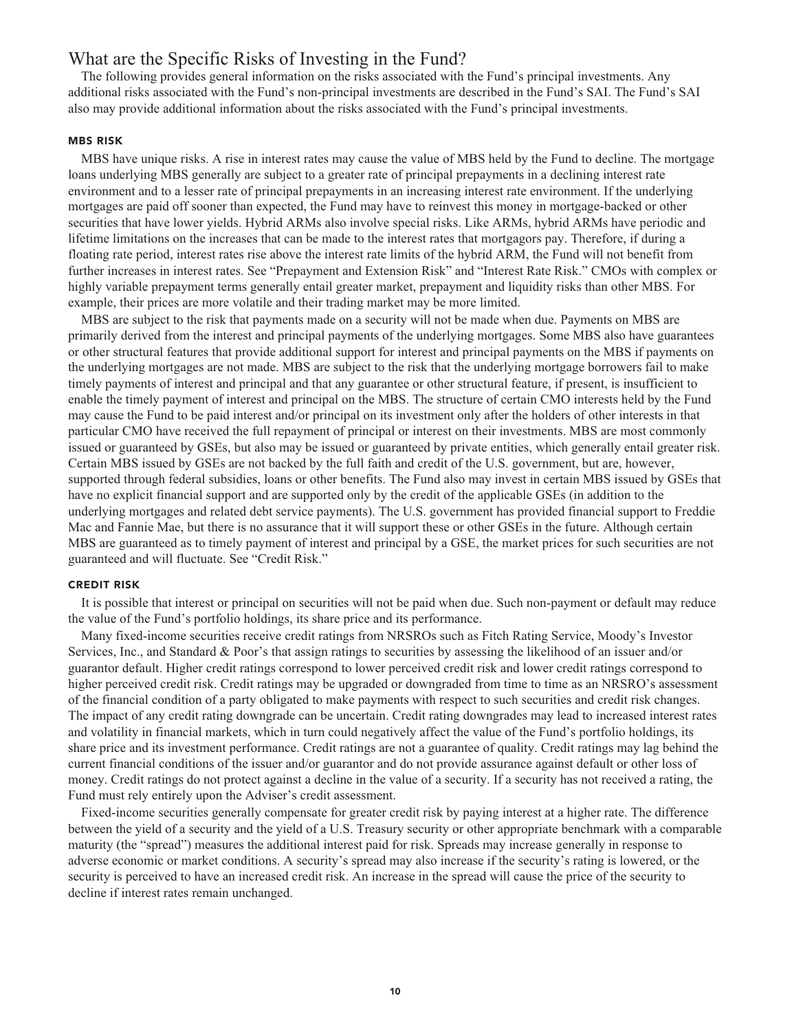## What are the Specific Risks of Investing in the Fund?

The following provides general information on the risks associated with the Fund's principal investments. Any additional risks associated with the Fund's non-principal investments are described in the Fund's SAI. The Fund's SAI also may provide additional information about the risks associated with the Fund's principal investments.

### MBS RISK

MBS have unique risks. A rise in interest rates may cause the value of MBS held by the Fund to decline. The mortgage loans underlying MBS generally are subject to a greater rate of principal prepayments in a declining interest rate environment and to a lesser rate of principal prepayments in an increasing interest rate environment. If the underlying mortgages are paid off sooner than expected, the Fund may have to reinvest this money in mortgage-backed or other securities that have lower yields. Hybrid ARMs also involve special risks. Like ARMs, hybrid ARMs have periodic and lifetime limitations on the increases that can be made to the interest rates that mortgagors pay. Therefore, if during a floating rate period, interest rates rise above the interest rate limits of the hybrid ARM, the Fund will not benefit from further increases in interest rates. See "Prepayment and Extension Risk" and "Interest Rate Risk." CMOs with complex or highly variable prepayment terms generally entail greater market, prepayment and liquidity risks than other MBS. For example, their prices are more volatile and their trading market may be more limited.

MBS are subject to the risk that payments made on a security will not be made when due. Payments on MBS are primarily derived from the interest and principal payments of the underlying mortgages. Some MBS also have guarantees or other structural features that provide additional support for interest and principal payments on the MBS if payments on the underlying mortgages are not made. MBS are subject to the risk that the underlying mortgage borrowers fail to make timely payments of interest and principal and that any guarantee or other structural feature, if present, is insufficient to enable the timely payment of interest and principal on the MBS. The structure of certain CMO interests held by the Fund may cause the Fund to be paid interest and/or principal on its investment only after the holders of other interests in that particular CMO have received the full repayment of principal or interest on their investments. MBS are most commonly issued or guaranteed by GSEs, but also may be issued or guaranteed by private entities, which generally entail greater risk. Certain MBS issued by GSEs are not backed by the full faith and credit of the U.S. government, but are, however, supported through federal subsidies, loans or other benefits. The Fund also may invest in certain MBS issued by GSEs that have no explicit financial support and are supported only by the credit of the applicable GSEs (in addition to the underlying mortgages and related debt service payments). The U.S. government has provided financial support to Freddie Mac and Fannie Mae, but there is no assurance that it will support these or other GSEs in the future. Although certain MBS are guaranteed as to timely payment of interest and principal by a GSE, the market prices for such securities are not guaranteed and will fluctuate. See "Credit Risk."

### CREDIT RISK

It is possible that interest or principal on securities will not be paid when due. Such non-payment or default may reduce the value of the Fund's portfolio holdings, its share price and its performance.

Many fixed-income securities receive credit ratings from NRSROs such as Fitch Rating Service, Moody's Investor Services, Inc., and Standard & Poor's that assign ratings to securities by assessing the likelihood of an issuer and/or guarantor default. Higher credit ratings correspond to lower perceived credit risk and lower credit ratings correspond to higher perceived credit risk. Credit ratings may be upgraded or downgraded from time to time as an NRSRO's assessment of the financial condition of a party obligated to make payments with respect to such securities and credit risk changes. The impact of any credit rating downgrade can be uncertain. Credit rating downgrades may lead to increased interest rates and volatility in financial markets, which in turn could negatively affect the value of the Fund's portfolio holdings, its share price and its investment performance. Credit ratings are not a guarantee of quality. Credit ratings may lag behind the current financial conditions of the issuer and/or guarantor and do not provide assurance against default or other loss of money. Credit ratings do not protect against a decline in the value of a security. If a security has not received a rating, the Fund must rely entirely upon the Adviser's credit assessment.

Fixed-income securities generally compensate for greater credit risk by paying interest at a higher rate. The difference between the yield of a security and the yield of a U.S. Treasury security or other appropriate benchmark with a comparable maturity (the "spread") measures the additional interest paid for risk. Spreads may increase generally in response to adverse economic or market conditions. A security's spread may also increase if the security's rating is lowered, or the security is perceived to have an increased credit risk. An increase in the spread will cause the price of the security to decline if interest rates remain unchanged.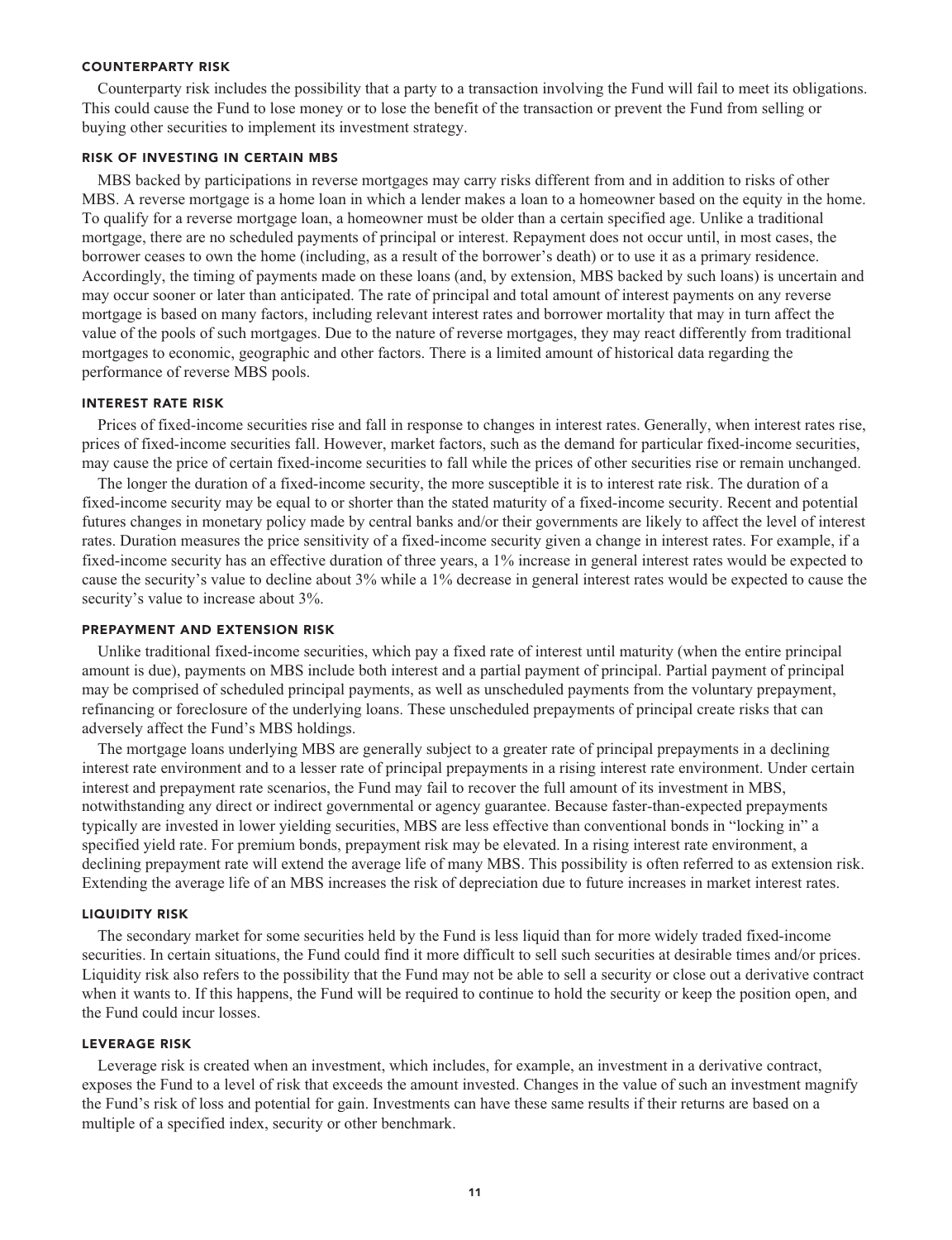#### COUNTERPARTY RISK

Counterparty risk includes the possibility that a party to a transaction involving the Fund will fail to meet its obligations. This could cause the Fund to lose money or to lose the benefit of the transaction or prevent the Fund from selling or buying other securities to implement its investment strategy.

#### RISK OF INVESTING IN CERTAIN MBS

MBS backed by participations in reverse mortgages may carry risks different from and in addition to risks of other MBS. A reverse mortgage is a home loan in which a lender makes a loan to a homeowner based on the equity in the home. To qualify for a reverse mortgage loan, a homeowner must be older than a certain specified age. Unlike a traditional mortgage, there are no scheduled payments of principal or interest. Repayment does not occur until, in most cases, the borrower ceases to own the home (including, as a result of the borrower's death) or to use it as a primary residence. Accordingly, the timing of payments made on these loans (and, by extension, MBS backed by such loans) is uncertain and may occur sooner or later than anticipated. The rate of principal and total amount of interest payments on any reverse mortgage is based on many factors, including relevant interest rates and borrower mortality that may in turn affect the value of the pools of such mortgages. Due to the nature of reverse mortgages, they may react differently from traditional mortgages to economic, geographic and other factors. There is a limited amount of historical data regarding the performance of reverse MBS pools.

#### INTEREST RATE RISK

Prices of fixed-income securities rise and fall in response to changes in interest rates. Generally, when interest rates rise, prices of fixed-income securities fall. However, market factors, such as the demand for particular fixed-income securities, may cause the price of certain fixed-income securities to fall while the prices of other securities rise or remain unchanged.

The longer the duration of a fixed-income security, the more susceptible it is to interest rate risk. The duration of a fixed-income security may be equal to or shorter than the stated maturity of a fixed-income security. Recent and potential futures changes in monetary policy made by central banks and/or their governments are likely to affect the level of interest rates. Duration measures the price sensitivity of a fixed-income security given a change in interest rates. For example, if a fixed-income security has an effective duration of three years, a 1% increase in general interest rates would be expected to cause the security's value to decline about 3% while a 1% decrease in general interest rates would be expected to cause the security's value to increase about 3%.

#### PREPAYMENT AND EXTENSION RISK

Unlike traditional fixed-income securities, which pay a fixed rate of interest until maturity (when the entire principal amount is due), payments on MBS include both interest and a partial payment of principal. Partial payment of principal may be comprised of scheduled principal payments, as well as unscheduled payments from the voluntary prepayment, refinancing or foreclosure of the underlying loans. These unscheduled prepayments of principal create risks that can adversely affect the Fund's MBS holdings.

The mortgage loans underlying MBS are generally subject to a greater rate of principal prepayments in a declining interest rate environment and to a lesser rate of principal prepayments in a rising interest rate environment. Under certain interest and prepayment rate scenarios, the Fund may fail to recover the full amount of its investment in MBS, notwithstanding any direct or indirect governmental or agency guarantee. Because faster-than-expected prepayments typically are invested in lower yielding securities, MBS are less effective than conventional bonds in "locking in" a specified yield rate. For premium bonds, prepayment risk may be elevated. In a rising interest rate environment, a declining prepayment rate will extend the average life of many MBS. This possibility is often referred to as extension risk. Extending the average life of an MBS increases the risk of depreciation due to future increases in market interest rates.

#### LIQUIDITY RISK

The secondary market for some securities held by the Fund is less liquid than for more widely traded fixed-income securities. In certain situations, the Fund could find it more difficult to sell such securities at desirable times and/or prices. Liquidity risk also refers to the possibility that the Fund may not be able to sell a security or close out a derivative contract when it wants to. If this happens, the Fund will be required to continue to hold the security or keep the position open, and the Fund could incur losses.

#### LEVERAGE RISK

Leverage risk is created when an investment, which includes, for example, an investment in a derivative contract, exposes the Fund to a level of risk that exceeds the amount invested. Changes in the value of such an investment magnify the Fund's risk of loss and potential for gain. Investments can have these same results if their returns are based on a multiple of a specified index, security or other benchmark.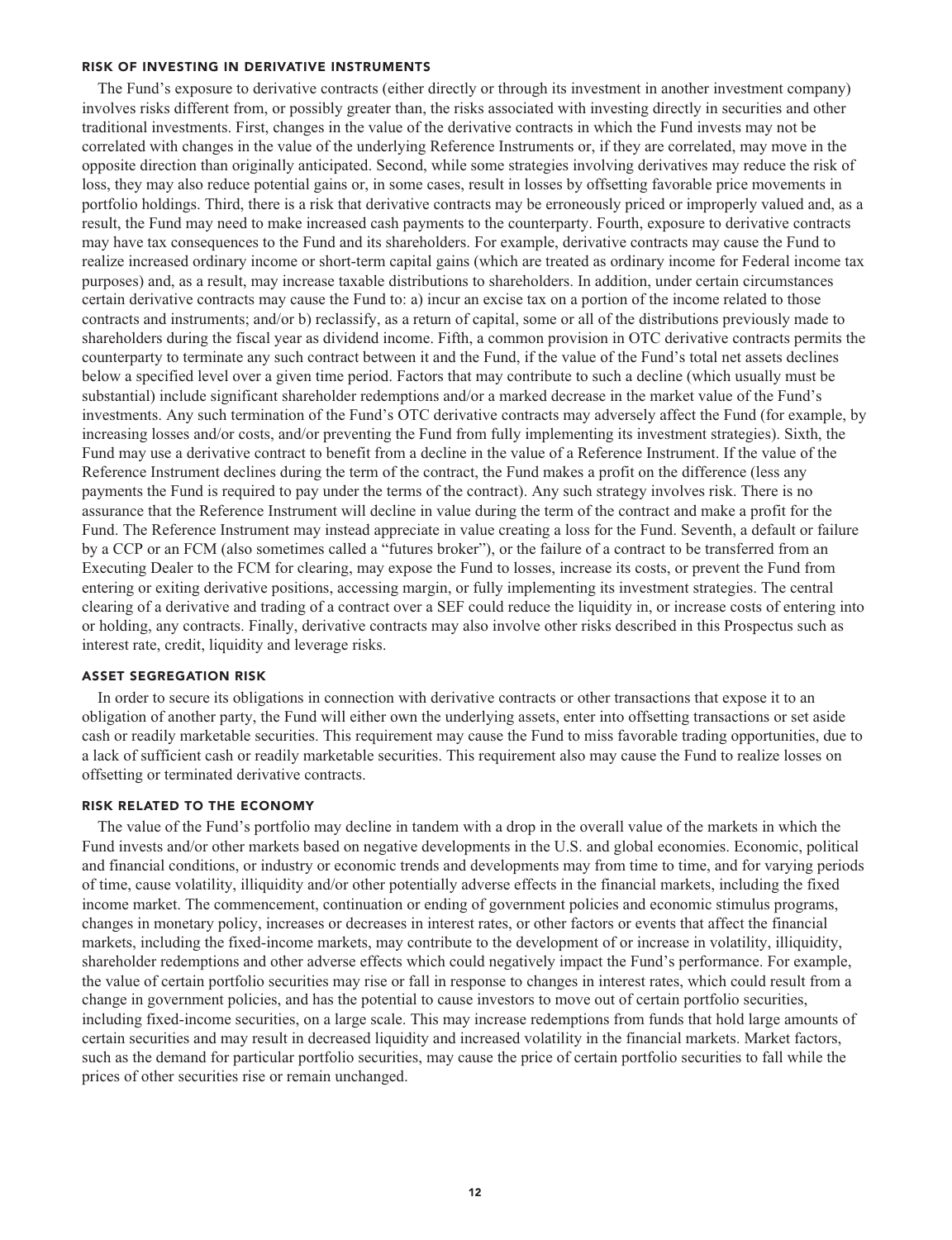### RISK OF INVESTING IN DERIVATIVE INSTRUMENTS

The Fund's exposure to derivative contracts (either directly or through its investment in another investment company) involves risks different from, or possibly greater than, the risks associated with investing directly in securities and other traditional investments. First, changes in the value of the derivative contracts in which the Fund invests may not be correlated with changes in the value of the underlying Reference Instruments or, if they are correlated, may move in the opposite direction than originally anticipated. Second, while some strategies involving derivatives may reduce the risk of loss, they may also reduce potential gains or, in some cases, result in losses by offsetting favorable price movements in portfolio holdings. Third, there is a risk that derivative contracts may be erroneously priced or improperly valued and, as a result, the Fund may need to make increased cash payments to the counterparty. Fourth, exposure to derivative contracts may have tax consequences to the Fund and its shareholders. For example, derivative contracts may cause the Fund to realize increased ordinary income or short-term capital gains (which are treated as ordinary income for Federal income tax purposes) and, as a result, may increase taxable distributions to shareholders. In addition, under certain circumstances certain derivative contracts may cause the Fund to: a) incur an excise tax on a portion of the income related to those contracts and instruments; and/or b) reclassify, as a return of capital, some or all of the distributions previously made to shareholders during the fiscal year as dividend income. Fifth, a common provision in OTC derivative contracts permits the counterparty to terminate any such contract between it and the Fund, if the value of the Fund's total net assets declines below a specified level over a given time period. Factors that may contribute to such a decline (which usually must be substantial) include significant shareholder redemptions and/or a marked decrease in the market value of the Fund's investments. Any such termination of the Fund's OTC derivative contracts may adversely affect the Fund (for example, by increasing losses and/or costs, and/or preventing the Fund from fully implementing its investment strategies). Sixth, the Fund may use a derivative contract to benefit from a decline in the value of a Reference Instrument. If the value of the Reference Instrument declines during the term of the contract, the Fund makes a profit on the difference (less any payments the Fund is required to pay under the terms of the contract). Any such strategy involves risk. There is no assurance that the Reference Instrument will decline in value during the term of the contract and make a profit for the Fund. The Reference Instrument may instead appreciate in value creating a loss for the Fund. Seventh, a default or failure by a CCP or an FCM (also sometimes called a "futures broker"), or the failure of a contract to be transferred from an Executing Dealer to the FCM for clearing, may expose the Fund to losses, increase its costs, or prevent the Fund from entering or exiting derivative positions, accessing margin, or fully implementing its investment strategies. The central clearing of a derivative and trading of a contract over a SEF could reduce the liquidity in, or increase costs of entering into or holding, any contracts. Finally, derivative contracts may also involve other risks described in this Prospectus such as interest rate, credit, liquidity and leverage risks.

### ASSET SEGREGATION RISK

In order to secure its obligations in connection with derivative contracts or other transactions that expose it to an obligation of another party, the Fund will either own the underlying assets, enter into offsetting transactions or set aside cash or readily marketable securities. This requirement may cause the Fund to miss favorable trading opportunities, due to a lack of sufficient cash or readily marketable securities. This requirement also may cause the Fund to realize losses on offsetting or terminated derivative contracts.

### RISK RELATED TO THE ECONOMY

The value of the Fund's portfolio may decline in tandem with a drop in the overall value of the markets in which the Fund invests and/or other markets based on negative developments in the U.S. and global economies. Economic, political and financial conditions, or industry or economic trends and developments may from time to time, and for varying periods of time, cause volatility, illiquidity and/or other potentially adverse effects in the financial markets, including the fixed income market. The commencement, continuation or ending of government policies and economic stimulus programs, changes in monetary policy, increases or decreases in interest rates, or other factors or events that affect the financial markets, including the fixed-income markets, may contribute to the development of or increase in volatility, illiquidity, shareholder redemptions and other adverse effects which could negatively impact the Fund's performance. For example, the value of certain portfolio securities may rise or fall in response to changes in interest rates, which could result from a change in government policies, and has the potential to cause investors to move out of certain portfolio securities, including fixed-income securities, on a large scale. This may increase redemptions from funds that hold large amounts of certain securities and may result in decreased liquidity and increased volatility in the financial markets. Market factors, such as the demand for particular portfolio securities, may cause the price of certain portfolio securities to fall while the prices of other securities rise or remain unchanged.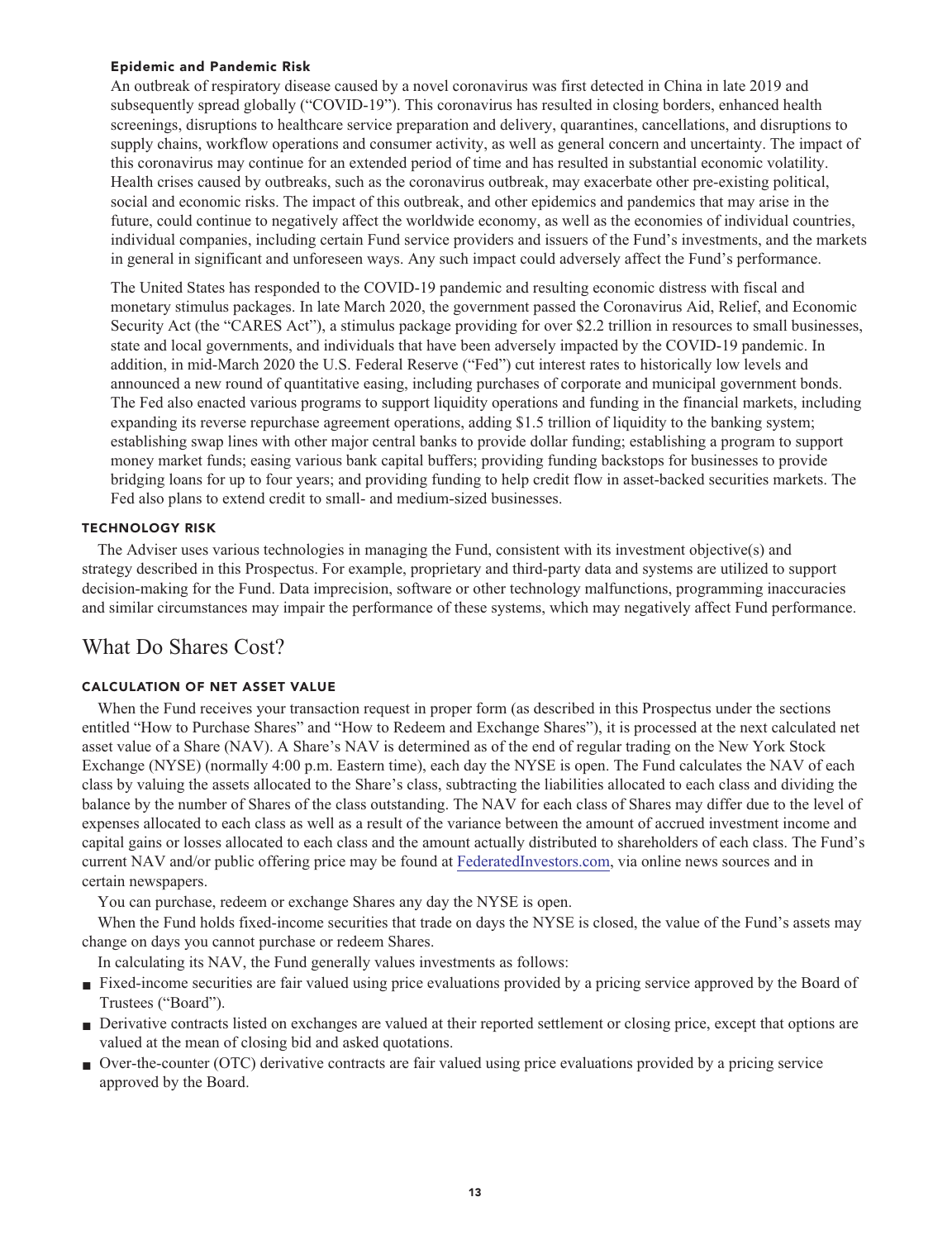#### Epidemic and Pandemic Risk

An outbreak of respiratory disease caused by a novel coronavirus was first detected in China in late 2019 and subsequently spread globally ("COVID-19"). This coronavirus has resulted in closing borders, enhanced health screenings, disruptions to healthcare service preparation and delivery, quarantines, cancellations, and disruptions to supply chains, workflow operations and consumer activity, as well as general concern and uncertainty. The impact of this coronavirus may continue for an extended period of time and has resulted in substantial economic volatility. Health crises caused by outbreaks, such as the coronavirus outbreak, may exacerbate other pre-existing political, social and economic risks. The impact of this outbreak, and other epidemics and pandemics that may arise in the future, could continue to negatively affect the worldwide economy, as well as the economies of individual countries, individual companies, including certain Fund service providers and issuers of the Fund's investments, and the markets in general in significant and unforeseen ways. Any such impact could adversely affect the Fund's performance.

The United States has responded to the COVID-19 pandemic and resulting economic distress with fiscal and monetary stimulus packages. In late March 2020, the government passed the Coronavirus Aid, Relief, and Economic Security Act (the "CARES Act"), a stimulus package providing for over $2.2 trillion in resources to small businesses, state and local governments, and individuals that have been adversely impacted by the COVID-19 pandemic. In addition, in mid-March 2020 the U.S. Federal Reserve ("Fed") cut interest rates to historically low levels and announced a new round of quantitative easing, including purchases of corporate and municipal government bonds. The Fed also enacted various programs to support liquidity operations and funding in the financial markets, including expanding its reverse repurchase agreement operations, adding $1.5 trillion of liquidity to the banking system; establishing swap lines with other major central banks to provide dollar funding; establishing a program to support money market funds; easing various bank capital buffers; providing funding backstops for businesses to provide bridging loans for up to four years; and providing funding to help credit flow in asset-backed securities markets. The Fed also plans to extend credit to small- and medium-sized businesses.

### TECHNOLOGY RISK

The Adviser uses various technologies in managing the Fund, consistent with its investment objective(s) and strategy described in this Prospectus. For example, proprietary and third-party data and systems are utilized to support decision-making for the Fund. Data imprecision, software or other technology malfunctions, programming inaccuracies and similar circumstances may impair the performance of these systems, which may negatively affect Fund performance.

## What Do Shares Cost?

### CALCULATION OF NET ASSET VALUE

When the Fund receives your transaction request in proper form (as described in this Prospectus under the sections entitled "How to Purchase Shares" and "How to Redeem and Exchange Shares"), it is processed at the next calculated net asset value of a Share (NAV). A Share's NAV is determined as of the end of regular trading on the New York Stock Exchange (NYSE) (normally 4:00 p.m. Eastern time), each day the NYSE is open. The Fund calculates the NAV of each class by valuing the assets allocated to the Share's class, subtracting the liabilities allocated to each class and dividing the balance by the number of Shares of the class outstanding. The NAV for each class of Shares may differ due to the level of expenses allocated to each class as well as a result of the variance between the amount of accrued investment income and capital gains or losses allocated to each class and the amount actually distributed to shareholders of each class. The Fund's current NAV and/or public offering price may be found at FederatedInvestors.com, via online news sources and in certain newspapers.

You can purchase, redeem or exchange Shares any day the NYSE is open.

When the Fund holds fixed-income securities that trade on days the NYSE is closed, the value of the Fund's assets may change on days you cannot purchase or redeem Shares.

In calculating its NAV, the Fund generally values investments as follows:

- Fixed-income securities are fair valued using price evaluations provided by a pricing service approved by the Board of Trustees ("Board").
- Derivative contracts listed on exchanges are valued at their reported settlement or closing price, except that options are valued at the mean of closing bid and asked quotations.
- Over-the-counter (OTC) derivative contracts are fair valued using price evaluations provided by a pricing service approved by the Board.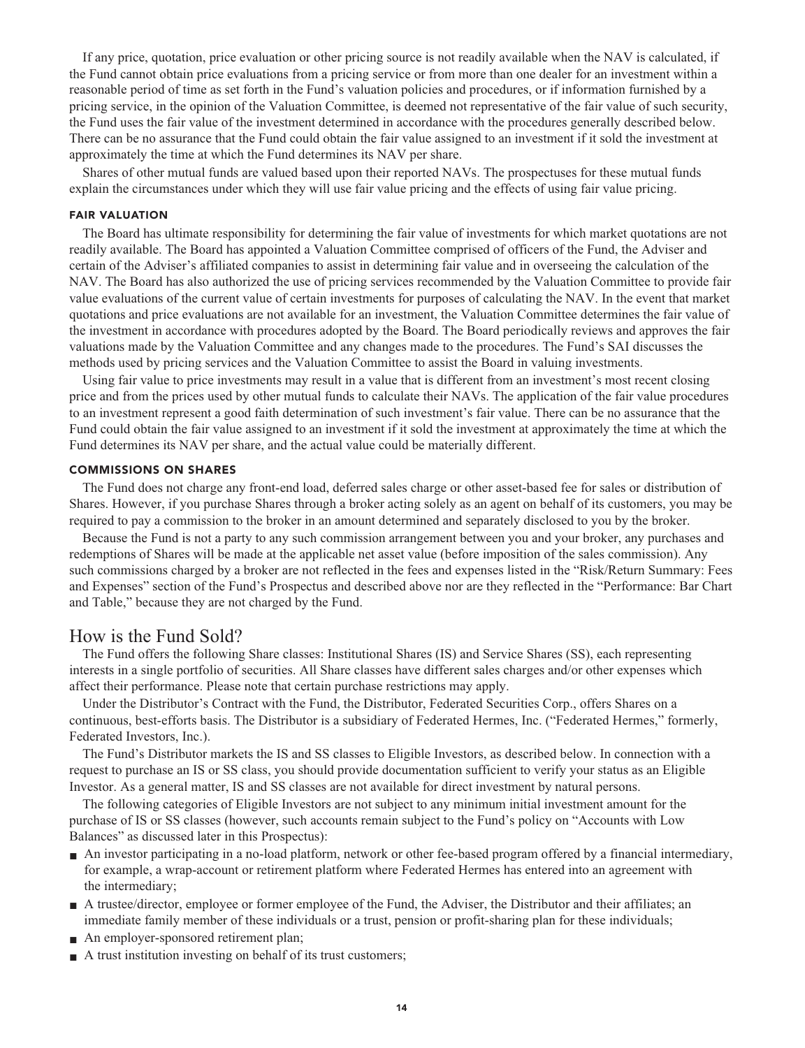If any price, quotation, price evaluation or other pricing source is not readily available when the NAV is calculated, if the Fund cannot obtain price evaluations from a pricing service or from more than one dealer for an investment within a reasonable period of time as set forth in the Fund's valuation policies and procedures, or if information furnished by a pricing service, in the opinion of the Valuation Committee, is deemed not representative of the fair value of such security, the Fund uses the fair value of the investment determined in accordance with the procedures generally described below. There can be no assurance that the Fund could obtain the fair value assigned to an investment if it sold the investment at approximately the time at which the Fund determines its NAV per share.

Shares of other mutual funds are valued based upon their reported NAVs. The prospectuses for these mutual funds explain the circumstances under which they will use fair value pricing and the effects of using fair value pricing.

### FAIR VALUATION

The Board has ultimate responsibility for determining the fair value of investments for which market quotations are not readily available. The Board has appointed a Valuation Committee comprised of officers of the Fund, the Adviser and certain of the Adviser's affiliated companies to assist in determining fair value and in overseeing the calculation of the NAV. The Board has also authorized the use of pricing services recommended by the Valuation Committee to provide fair value evaluations of the current value of certain investments for purposes of calculating the NAV. In the event that market quotations and price evaluations are not available for an investment, the Valuation Committee determines the fair value of the investment in accordance with procedures adopted by the Board. The Board periodically reviews and approves the fair valuations made by the Valuation Committee and any changes made to the procedures. The Fund's SAI discusses the methods used by pricing services and the Valuation Committee to assist the Board in valuing investments.

Using fair value to price investments may result in a value that is different from an investment's most recent closing price and from the prices used by other mutual funds to calculate their NAVs. The application of the fair value procedures to an investment represent a good faith determination of such investment's fair value. There can be no assurance that the Fund could obtain the fair value assigned to an investment if it sold the investment at approximately the time at which the Fund determines its NAV per share, and the actual value could be materially different.

### COMMISSIONS ON SHARES

The Fund does not charge any front-end load, deferred sales charge or other asset-based fee for sales or distribution of Shares. However, if you purchase Shares through a broker acting solely as an agent on behalf of its customers, you may be required to pay a commission to the broker in an amount determined and separately disclosed to you by the broker.

Because the Fund is not a party to any such commission arrangement between you and your broker, any purchases and redemptions of Shares will be made at the applicable net asset value (before imposition of the sales commission). Any such commissions charged by a broker are not reflected in the fees and expenses listed in the "Risk/Return Summary: Fees and Expenses" section of the Fund's Prospectus and described above nor are they reflected in the "Performance: Bar Chart and Table," because they are not charged by the Fund.

## How is the Fund Sold?

The Fund offers the following Share classes: Institutional Shares (IS) and Service Shares (SS), each representing interests in a single portfolio of securities. All Share classes have different sales charges and/or other expenses which affect their performance. Please note that certain purchase restrictions may apply.

Under the Distributor's Contract with the Fund, the Distributor, Federated Securities Corp., offers Shares on a continuous, best-efforts basis. The Distributor is a subsidiary of Federated Hermes, Inc. ("Federated Hermes," formerly, Federated Investors, Inc.).

The Fund's Distributor markets the IS and SS classes to Eligible Investors, as described below. In connection with a request to purchase an IS or SS class, you should provide documentation sufficient to verify your status as an Eligible Investor. As a general matter, IS and SS classes are not available for direct investment by natural persons.

The following categories of Eligible Investors are not subject to any minimum initial investment amount for the purchase of IS or SS classes (however, such accounts remain subject to the Fund's policy on "Accounts with Low Balances" as discussed later in this Prospectus):

- An investor participating in a no-load platform, network or other fee-based program offered by a financial intermediary, for example, a wrap-account or retirement platform where Federated Hermes has entered into an agreement with the intermediary;
- A trustee/director, employee or former employee of the Fund, the Adviser, the Distributor and their affiliates; an immediate family member of these individuals or a trust, pension or profit-sharing plan for these individuals;
- An employer-sponsored retirement plan;
- A trust institution investing on behalf of its trust customers;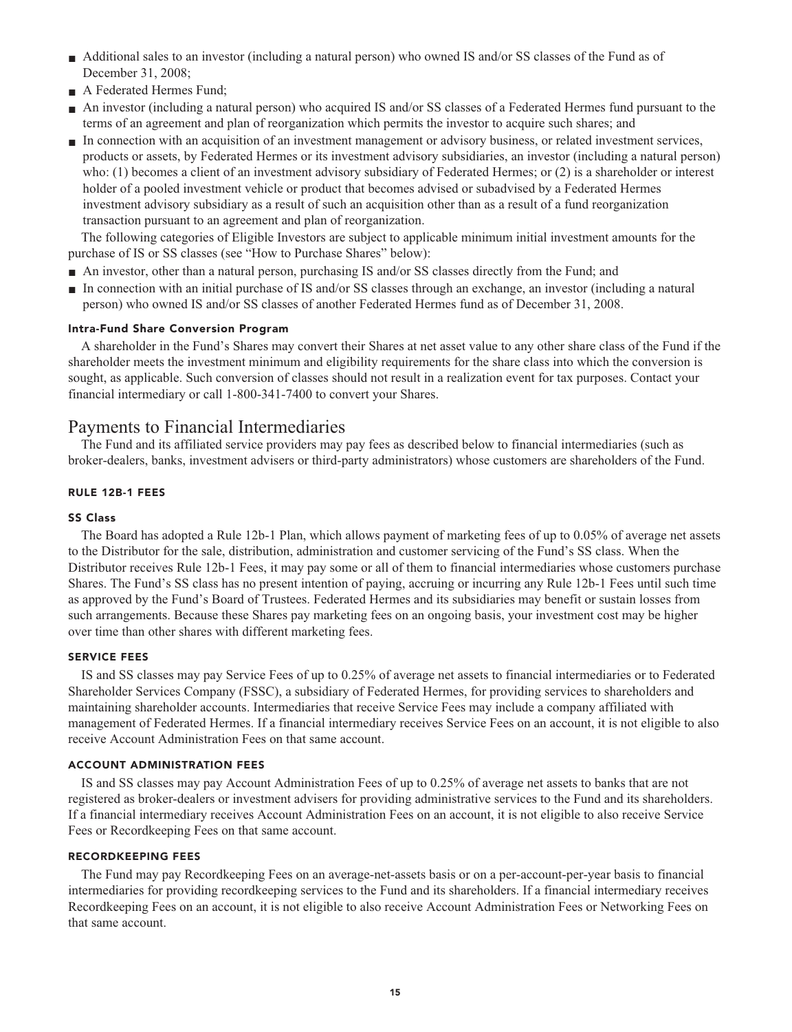- Additional sales to an investor (including a natural person) who owned IS and/or SS classes of the Fund as of December 31, 2008;
- A Federated Hermes Fund;
- An investor (including a natural person) who acquired IS and/or SS classes of a Federated Hermes fund pursuant to the terms of an agreement and plan of reorganization which permits the investor to acquire such shares; and
- In connection with an acquisition of an investment management or advisory business, or related investment services, products or assets, by Federated Hermes or its investment advisory subsidiaries, an investor (including a natural person) who: (1) becomes a client of an investment advisory subsidiary of Federated Hermes; or (2) is a shareholder or interest holder of a pooled investment vehicle or product that becomes advised or subadvised by a Federated Hermes investment advisory subsidiary as a result of such an acquisition other than as a result of a fund reorganization transaction pursuant to an agreement and plan of reorganization.

The following categories of Eligible Investors are subject to applicable minimum initial investment amounts for the purchase of IS or SS classes (see "How to Purchase Shares" below):

- An investor, other than a natural person, purchasing IS and/or SS classes directly from the Fund; and
- In connection with an initial purchase of IS and/or SS classes through an exchange, an investor (including a natural person) who owned IS and/or SS classes of another Federated Hermes fund as of December 31, 2008.

#### Intra-Fund Share Conversion Program

A shareholder in the Fund's Shares may convert their Shares at net asset value to any other share class of the Fund if the shareholder meets the investment minimum and eligibility requirements for the share class into which the conversion is sought, as applicable. Such conversion of classes should not result in a realization event for tax purposes. Contact your financial intermediary or call 1-800-341-7400 to convert your Shares.

## Payments to Financial Intermediaries

The Fund and its affiliated service providers may pay fees as described below to financial intermediaries (such as broker-dealers, banks, investment advisers or third-party administrators) whose customers are shareholders of the Fund.

### RULE 12B-1 FEES

#### SS Class

The Board has adopted a Rule 12b-1 Plan, which allows payment of marketing fees of up to 0.05% of average net assets to the Distributor for the sale, distribution, administration and customer servicing of the Fund's SS class. When the Distributor receives Rule 12b-1 Fees, it may pay some or all of them to financial intermediaries whose customers purchase Shares. The Fund's SS class has no present intention of paying, accruing or incurring any Rule 12b-1 Fees until such time as approved by the Fund's Board of Trustees. Federated Hermes and its subsidiaries may benefit or sustain losses from such arrangements. Because these Shares pay marketing fees on an ongoing basis, your investment cost may be higher over time than other shares with different marketing fees.

### SERVICE FEES

IS and SS classes may pay Service Fees of up to 0.25% of average net assets to financial intermediaries or to Federated Shareholder Services Company (FSSC), a subsidiary of Federated Hermes, for providing services to shareholders and maintaining shareholder accounts. Intermediaries that receive Service Fees may include a company affiliated with management of Federated Hermes. If a financial intermediary receives Service Fees on an account, it is not eligible to also receive Account Administration Fees on that same account.

### ACCOUNT ADMINISTRATION FEES

IS and SS classes may pay Account Administration Fees of up to 0.25% of average net assets to banks that are not registered as broker-dealers or investment advisers for providing administrative services to the Fund and its shareholders. If a financial intermediary receives Account Administration Fees on an account, it is not eligible to also receive Service Fees or Recordkeeping Fees on that same account.

### RECORDKEEPING FEES

The Fund may pay Recordkeeping Fees on an average-net-assets basis or on a per-account-per-year basis to financial intermediaries for providing recordkeeping services to the Fund and its shareholders. If a financial intermediary receives Recordkeeping Fees on an account, it is not eligible to also receive Account Administration Fees or Networking Fees on that same account.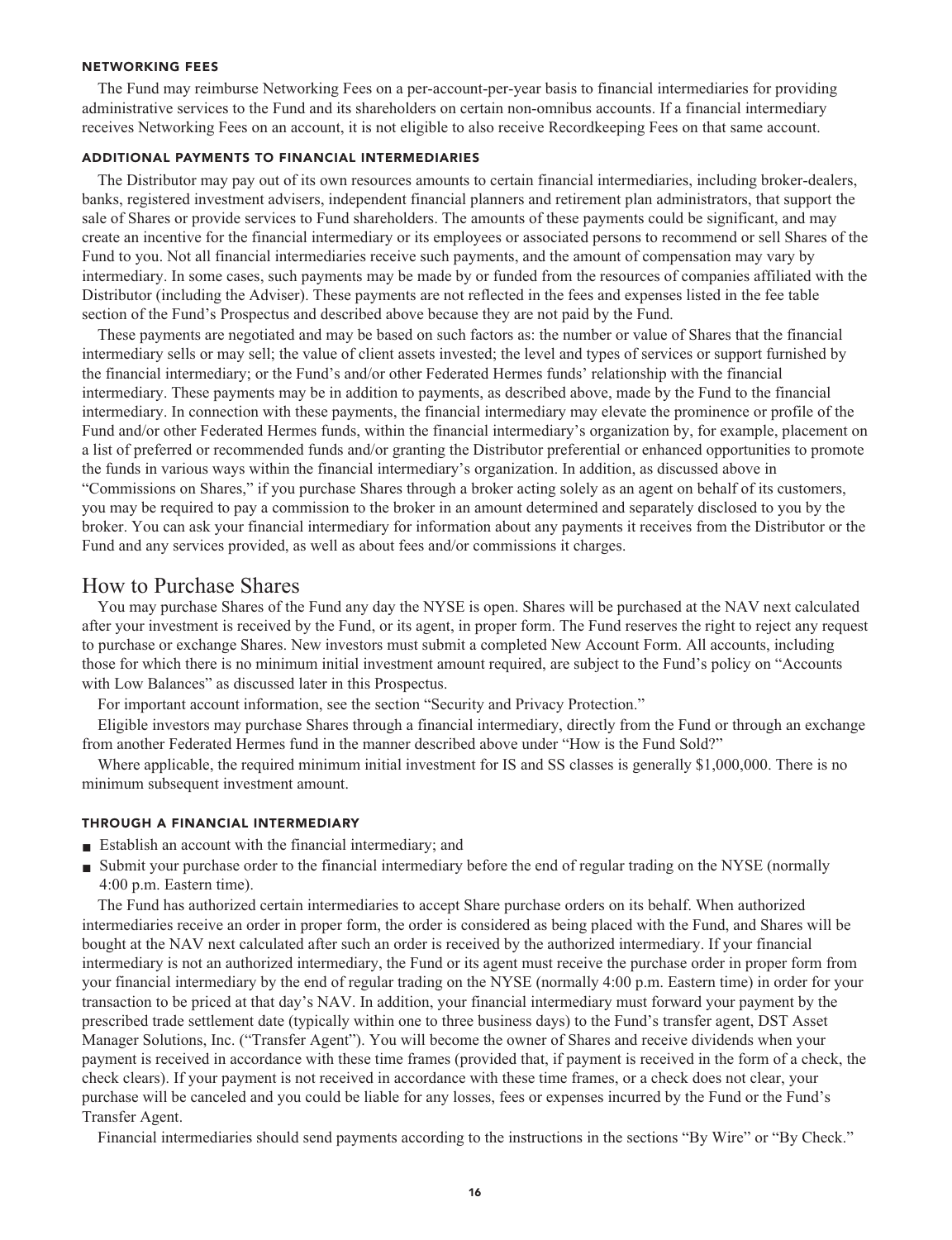#### NETWORKING FEES

The Fund may reimburse Networking Fees on a per-account-per-year basis to financial intermediaries for providing administrative services to the Fund and its shareholders on certain non-omnibus accounts. If a financial intermediary receives Networking Fees on an account, it is not eligible to also receive Recordkeeping Fees on that same account.

#### ADDITIONAL PAYMENTS TO FINANCIAL INTERMEDIARIES

The Distributor may pay out of its own resources amounts to certain financial intermediaries, including broker-dealers, banks, registered investment advisers, independent financial planners and retirement plan administrators, that support the sale of Shares or provide services to Fund shareholders. The amounts of these payments could be significant, and may create an incentive for the financial intermediary or its employees or associated persons to recommend or sell Shares of the Fund to you. Not all financial intermediaries receive such payments, and the amount of compensation may vary by intermediary. In some cases, such payments may be made by or funded from the resources of companies affiliated with the Distributor (including the Adviser). These payments are not reflected in the fees and expenses listed in the fee table section of the Fund's Prospectus and described above because they are not paid by the Fund.

These payments are negotiated and may be based on such factors as: the number or value of Shares that the financial intermediary sells or may sell; the value of client assets invested; the level and types of services or support furnished by the financial intermediary; or the Fund's and/or other Federated Hermes funds' relationship with the financial intermediary. These payments may be in addition to payments, as described above, made by the Fund to the financial intermediary. In connection with these payments, the financial intermediary may elevate the prominence or profile of the Fund and/or other Federated Hermes funds, within the financial intermediary's organization by, for example, placement on a list of preferred or recommended funds and/or granting the Distributor preferential or enhanced opportunities to promote the funds in various ways within the financial intermediary's organization. In addition, as discussed above in "Commissions on Shares," if you purchase Shares through a broker acting solely as an agent on behalf of its customers, you may be required to pay a commission to the broker in an amount determined and separately disclosed to you by the broker. You can ask your financial intermediary for information about any payments it receives from the Distributor or the Fund and any services provided, as well as about fees and/or commissions it charges.

## How to Purchase Shares

You may purchase Shares of the Fund any day the NYSE is open. Shares will be purchased at the NAV next calculated after your investment is received by the Fund, or its agent, in proper form. The Fund reserves the right to reject any request to purchase or exchange Shares. New investors must submit a completed New Account Form. All accounts, including those for which there is no minimum initial investment amount required, are subject to the Fund's policy on "Accounts with Low Balances" as discussed later in this Prospectus.

For important account information, see the section "Security and Privacy Protection."

Eligible investors may purchase Shares through a financial intermediary, directly from the Fund or through an exchange from another Federated Hermes fund in the manner described above under "How is the Fund Sold?"

Where applicable, the required minimum initial investment for IS and SS classes is generally $1,000,000. There is no minimum subsequent investment amount.

#### THROUGH A FINANCIAL INTERMEDIARY

- Establish an account with the financial intermediary; and
- Submit your purchase order to the financial intermediary before the end of regular trading on the NYSE (normally 4:00 p.m. Eastern time).

The Fund has authorized certain intermediaries to accept Share purchase orders on its behalf. When authorized intermediaries receive an order in proper form, the order is considered as being placed with the Fund, and Shares will be bought at the NAV next calculated after such an order is received by the authorized intermediary. If your financial intermediary is not an authorized intermediary, the Fund or its agent must receive the purchase order in proper form from your financial intermediary by the end of regular trading on the NYSE (normally 4:00 p.m. Eastern time) in order for your transaction to be priced at that day's NAV. In addition, your financial intermediary must forward your payment by the prescribed trade settlement date (typically within one to three business days) to the Fund's transfer agent, DST Asset Manager Solutions, Inc. ("Transfer Agent"). You will become the owner of Shares and receive dividends when your payment is received in accordance with these time frames (provided that, if payment is received in the form of a check, the check clears). If your payment is not received in accordance with these time frames, or a check does not clear, your purchase will be canceled and you could be liable for any losses, fees or expenses incurred by the Fund or the Fund's Transfer Agent.

Financial intermediaries should send payments according to the instructions in the sections "By Wire" or "By Check."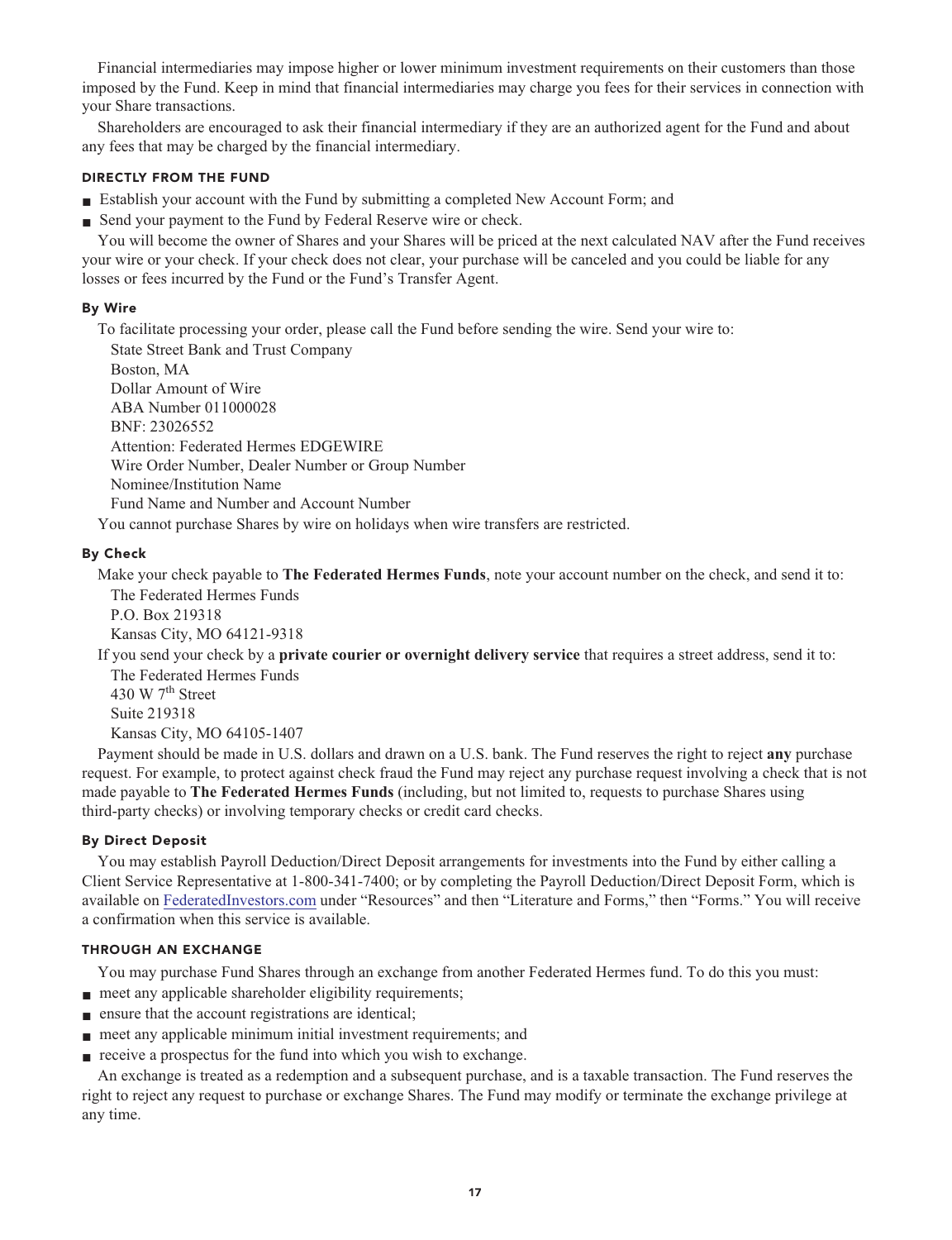Financial intermediaries may impose higher or lower minimum investment requirements on their customers than those imposed by the Fund. Keep in mind that financial intermediaries may charge you fees for their services in connection with your Share transactions.

Shareholders are encouraged to ask their financial intermediary if they are an authorized agent for the Fund and about any fees that may be charged by the financial intermediary.

### DIRECTLY FROM THE FUND

- Establish your account with the Fund by submitting a completed New Account Form; and
- Send your payment to the Fund by Federal Reserve wire or check.

You will become the owner of Shares and your Shares will be priced at the next calculated NAV after the Fund receives your wire or your check. If your check does not clear, your purchase will be canceled and you could be liable for any losses or fees incurred by the Fund or the Fund's Transfer Agent.

#### By Wire

To facilitate processing your order, please call the Fund before sending the wire. Send your wire to:

State Street Bank and Trust Company
Boston, MA
Dollar Amount of Wire
ABA Number 011000028
BNF: 23026552
Attention: Federated Hermes EDGEWIRE
Wire Order Number, Dealer Number or Group Number
Nominee/Institution Name
Fund Name and Number and Account Number

You cannot purchase Shares by wire on holidays when wire transfers are restricted.

#### By Check

Make your check payable to **The Federated Hermes Funds**, note your account number on the check, and send it to:

The Federated Hermes Funds
P.O. Box 219318
Kansas City, MO 64121-9318

If you send your check by a **private courier or overnight delivery service** that requires a street address, send it to:

The Federated Hermes Funds
430 W 7th Street
Suite 219318
Kansas City, MO 64105-1407

Payment should be made in U.S. dollars and drawn on a U.S. bank. The Fund reserves the right to reject **any** purchase request. For example, to protect against check fraud the Fund may reject any purchase request involving a check that is not made payable to **The Federated Hermes Funds** (including, but not limited to, requests to purchase Shares using third-party checks) or involving temporary checks or credit card checks.

#### By Direct Deposit

You may establish Payroll Deduction/Direct Deposit arrangements for investments into the Fund by either calling a Client Service Representative at 1-800-341-7400; or by completing the Payroll Deduction/Direct Deposit Form, which is available on FederatedInvestors.com under "Resources" and then "Literature and Forms," then "Forms." You will receive a confirmation when this service is available.

### THROUGH AN EXCHANGE

You may purchase Fund Shares through an exchange from another Federated Hermes fund. To do this you must:

- meet any applicable shareholder eligibility requirements;
- ensure that the account registrations are identical;
- meet any applicable minimum initial investment requirements; and
- receive a prospectus for the fund into which you wish to exchange.

An exchange is treated as a redemption and a subsequent purchase, and is a taxable transaction. The Fund reserves the right to reject any request to purchase or exchange Shares. The Fund may modify or terminate the exchange privilege at any time.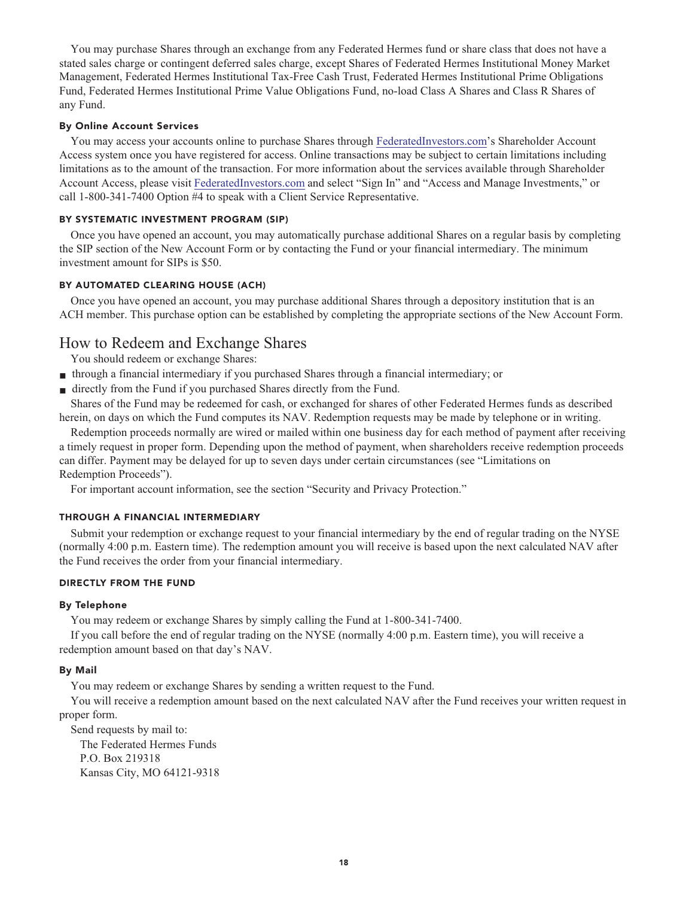You may purchase Shares through an exchange from any Federated Hermes fund or share class that does not have a stated sales charge or contingent deferred sales charge, except Shares of Federated Hermes Institutional Money Market Management, Federated Hermes Institutional Tax-Free Cash Trust, Federated Hermes Institutional Prime Obligations Fund, Federated Hermes Institutional Prime Value Obligations Fund, no-load Class A Shares and Class R Shares of any Fund.

#### By Online Account Services

You may access your accounts online to purchase Shares through FederatedInvestors.com's Shareholder Account Access system once you have registered for access. Online transactions may be subject to certain limitations including limitations as to the amount of the transaction. For more information about the services available through Shareholder Account Access, please visit FederatedInvestors.com and select "Sign In" and "Access and Manage Investments," or call 1-800-341-7400 Option #4 to speak with a Client Service Representative.

### BY SYSTEMATIC INVESTMENT PROGRAM (SIP)

Once you have opened an account, you may automatically purchase additional Shares on a regular basis by completing the SIP section of the New Account Form or by contacting the Fund or your financial intermediary. The minimum investment amount for SIPs is $50.

### BY AUTOMATED CLEARING HOUSE (ACH)

Once you have opened an account, you may purchase additional Shares through a depository institution that is an ACH member. This purchase option can be established by completing the appropriate sections of the New Account Form.

## How to Redeem and Exchange Shares

You should redeem or exchange Shares:

- through a financial intermediary if you purchased Shares through a financial intermediary; or
- directly from the Fund if you purchased Shares directly from the Fund.

Shares of the Fund may be redeemed for cash, or exchanged for shares of other Federated Hermes funds as described herein, on days on which the Fund computes its NAV. Redemption requests may be made by telephone or in writing.

Redemption proceeds normally are wired or mailed within one business day for each method of payment after receiving a timely request in proper form. Depending upon the method of payment, when shareholders receive redemption proceeds can differ. Payment may be delayed for up to seven days under certain circumstances (see "Limitations on Redemption Proceeds").

For important account information, see the section "Security and Privacy Protection."

### THROUGH A FINANCIAL INTERMEDIARY

Submit your redemption or exchange request to your financial intermediary by the end of regular trading on the NYSE (normally 4:00 p.m. Eastern time). The redemption amount you will receive is based upon the next calculated NAV after the Fund receives the order from your financial intermediary.

### DIRECTLY FROM THE FUND

#### By Telephone

You may redeem or exchange Shares by simply calling the Fund at 1-800-341-7400.

If you call before the end of regular trading on the NYSE (normally 4:00 p.m. Eastern time), you will receive a redemption amount based on that day's NAV.

#### By Mail

You may redeem or exchange Shares by sending a written request to the Fund.

You will receive a redemption amount based on the next calculated NAV after the Fund receives your written request in proper form.

Send requests by mail to:

The Federated Hermes Funds
P.O. Box 219318
Kansas City, MO 64121-9318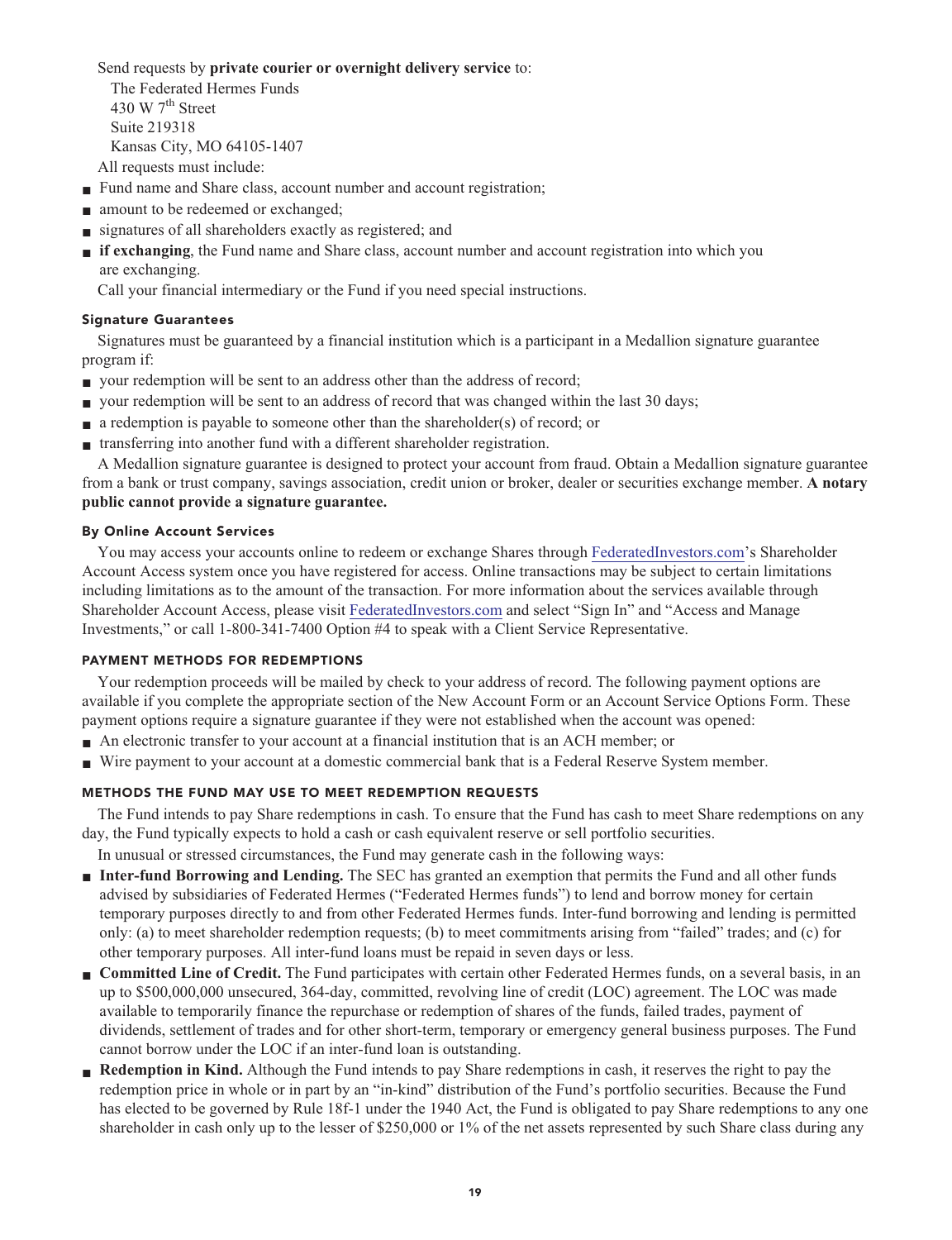Send requests by **private courier or overnight delivery service** to:

The Federated Hermes Funds
430 W 7th Street
Suite 219318
Kansas City, MO 64105-1407

All requests must include:

- Fund name and Share class, account number and account registration;
- amount to be redeemed or exchanged;
- signatures of all shareholders exactly as registered; and
- **if exchanging**, the Fund name and Share class, account number and account registration into which you are exchanging.

Call your financial intermediary or the Fund if you need special instructions.

### Signature Guarantees

Signatures must be guaranteed by a financial institution which is a participant in a Medallion signature guarantee program if:

- your redemption will be sent to an address other than the address of record;
- your redemption will be sent to an address of record that was changed within the last 30 days;
- a redemption is payable to someone other than the shareholder(s) of record; or
- transferring into another fund with a different shareholder registration.

A Medallion signature guarantee is designed to protect your account from fraud. Obtain a Medallion signature guarantee from a bank or trust company, savings association, credit union or broker, dealer or securities exchange member. **A notary public cannot provide a signature guarantee.**

### By Online Account Services

You may access your accounts online to redeem or exchange Shares through FederatedInvestors.com's Shareholder Account Access system once you have registered for access. Online transactions may be subject to certain limitations including limitations as to the amount of the transaction. For more information about the services available through Shareholder Account Access, please visit FederatedInvestors.com and select "Sign In" and "Access and Manage Investments," or call 1-800-341-7400 Option #4 to speak with a Client Service Representative.

## PAYMENT METHODS FOR REDEMPTIONS

Your redemption proceeds will be mailed by check to your address of record. The following payment options are available if you complete the appropriate section of the New Account Form or an Account Service Options Form. These payment options require a signature guarantee if they were not established when the account was opened:

- An electronic transfer to your account at a financial institution that is an ACH member; or
- Wire payment to your account at a domestic commercial bank that is a Federal Reserve System member.

## METHODS THE FUND MAY USE TO MEET REDEMPTION REQUESTS

The Fund intends to pay Share redemptions in cash. To ensure that the Fund has cash to meet Share redemptions on any day, the Fund typically expects to hold a cash or cash equivalent reserve or sell portfolio securities.

In unusual or stressed circumstances, the Fund may generate cash in the following ways:

- **Inter-fund Borrowing and Lending.** The SEC has granted an exemption that permits the Fund and all other funds advised by subsidiaries of Federated Hermes ("Federated Hermes funds") to lend and borrow money for certain temporary purposes directly to and from other Federated Hermes funds. Inter-fund borrowing and lending is permitted only: (a) to meet shareholder redemption requests; (b) to meet commitments arising from "failed" trades; and (c) for other temporary purposes. All inter-fund loans must be repaid in seven days or less.
- **Committed Line of Credit.** The Fund participates with certain other Federated Hermes funds, on a several basis, in an up to $500,000,000 unsecured, 364-day, committed, revolving line of credit (LOC) agreement. The LOC was made available to temporarily finance the repurchase or redemption of shares of the funds, failed trades, payment of dividends, settlement of trades and for other short-term, temporary or emergency general business purposes. The Fund cannot borrow under the LOC if an inter-fund loan is outstanding.
- **Redemption in Kind.** Although the Fund intends to pay Share redemptions in cash, it reserves the right to pay the redemption price in whole or in part by an "in-kind" distribution of the Fund's portfolio securities. Because the Fund has elected to be governed by Rule 18f-1 under the 1940 Act, the Fund is obligated to pay Share redemptions to any one shareholder in cash only up to the lesser of $250,000 or 1% of the net assets represented by such Share class during any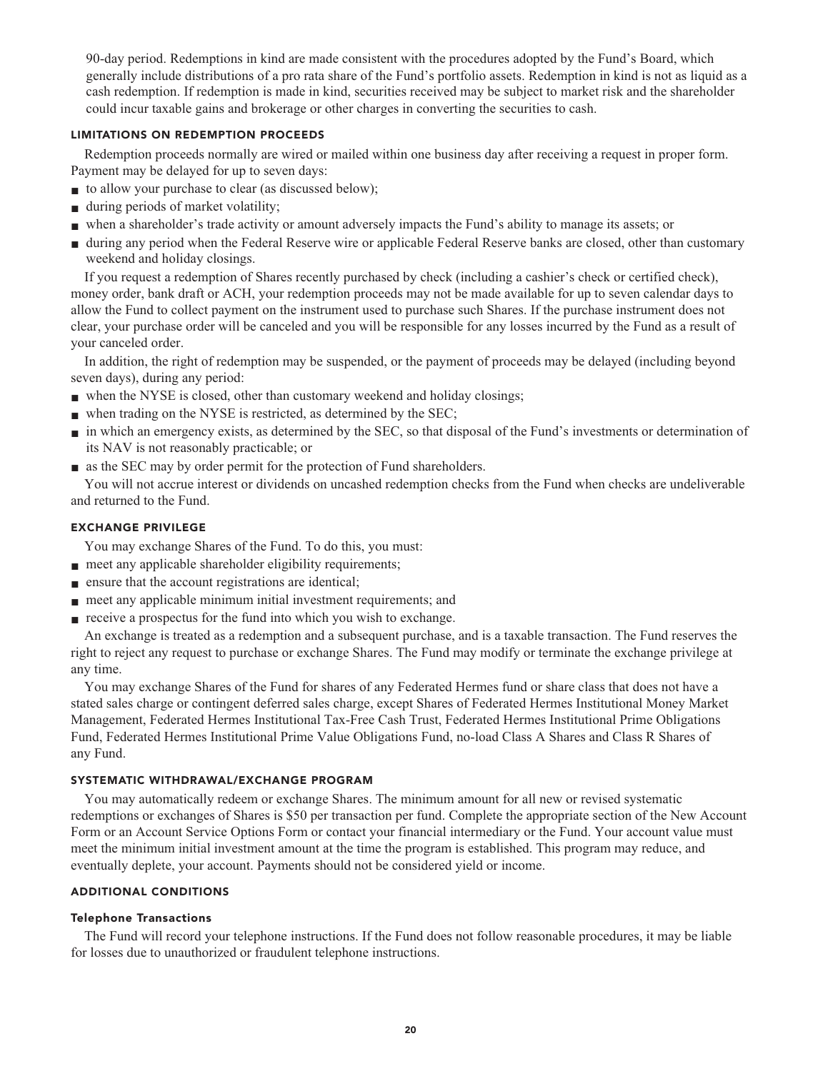90-day period. Redemptions in kind are made consistent with the procedures adopted by the Fund's Board, which generally include distributions of a pro rata share of the Fund's portfolio assets. Redemption in kind is not as liquid as a cash redemption. If redemption is made in kind, securities received may be subject to market risk and the shareholder could incur taxable gains and brokerage or other charges in converting the securities to cash.

### LIMITATIONS ON REDEMPTION PROCEEDS

Redemption proceeds normally are wired or mailed within one business day after receiving a request in proper form. Payment may be delayed for up to seven days:

- to allow your purchase to clear (as discussed below);
- during periods of market volatility;
- when a shareholder's trade activity or amount adversely impacts the Fund's ability to manage its assets; or
- during any period when the Federal Reserve wire or applicable Federal Reserve banks are closed, other than customary weekend and holiday closings.

If you request a redemption of Shares recently purchased by check (including a cashier's check or certified check), money order, bank draft or ACH, your redemption proceeds may not be made available for up to seven calendar days to allow the Fund to collect payment on the instrument used to purchase such Shares. If the purchase instrument does not clear, your purchase order will be canceled and you will be responsible for any losses incurred by the Fund as a result of your canceled order.

In addition, the right of redemption may be suspended, or the payment of proceeds may be delayed (including beyond seven days), during any period:

- when the NYSE is closed, other than customary weekend and holiday closings;
- when trading on the NYSE is restricted, as determined by the SEC;
- in which an emergency exists, as determined by the SEC, so that disposal of the Fund's investments or determination of its NAV is not reasonably practicable; or
- as the SEC may by order permit for the protection of Fund shareholders.

You will not accrue interest or dividends on uncashed redemption checks from the Fund when checks are undeliverable and returned to the Fund.

### EXCHANGE PRIVILEGE

You may exchange Shares of the Fund. To do this, you must:

- meet any applicable shareholder eligibility requirements;
- ensure that the account registrations are identical;
- meet any applicable minimum initial investment requirements; and
- receive a prospectus for the fund into which you wish to exchange.

An exchange is treated as a redemption and a subsequent purchase, and is a taxable transaction. The Fund reserves the right to reject any request to purchase or exchange Shares. The Fund may modify or terminate the exchange privilege at any time.

You may exchange Shares of the Fund for shares of any Federated Hermes fund or share class that does not have a stated sales charge or contingent deferred sales charge, except Shares of Federated Hermes Institutional Money Market Management, Federated Hermes Institutional Tax-Free Cash Trust, Federated Hermes Institutional Prime Obligations Fund, Federated Hermes Institutional Prime Value Obligations Fund, no-load Class A Shares and Class R Shares of any Fund.

### SYSTEMATIC WITHDRAWAL/EXCHANGE PROGRAM

You may automatically redeem or exchange Shares. The minimum amount for all new or revised systematic redemptions or exchanges of Shares is $50 per transaction per fund. Complete the appropriate section of the New Account Form or an Account Service Options Form or contact your financial intermediary or the Fund. Your account value must meet the minimum initial investment amount at the time the program is established. This program may reduce, and eventually deplete, your account. Payments should not be considered yield or income.

### ADDITIONAL CONDITIONS

#### Telephone Transactions

The Fund will record your telephone instructions. If the Fund does not follow reasonable procedures, it may be liable for losses due to unauthorized or fraudulent telephone instructions.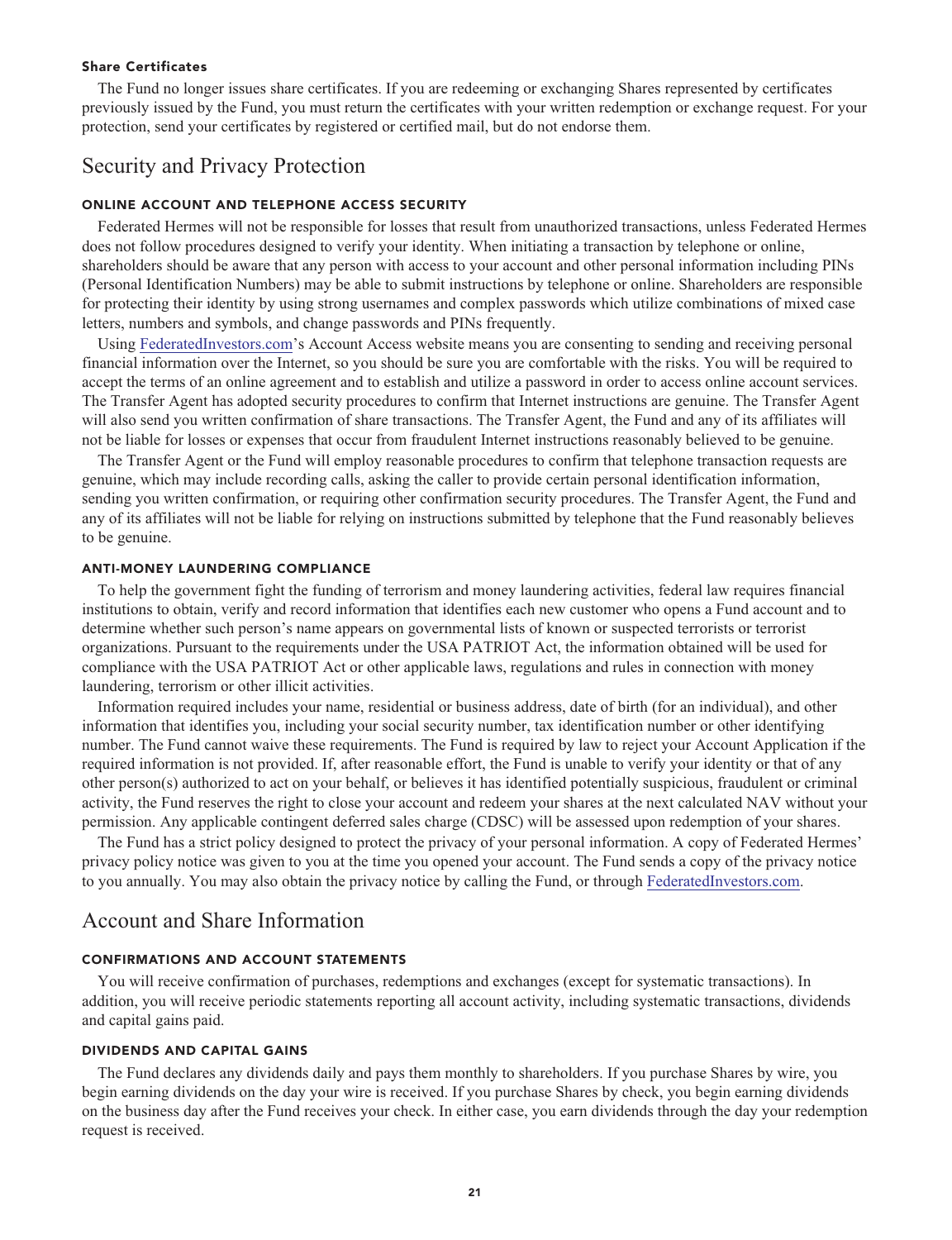#### Share Certificates

The Fund no longer issues share certificates. If you are redeeming or exchanging Shares represented by certificates previously issued by the Fund, you must return the certificates with your written redemption or exchange request. For your protection, send your certificates by registered or certified mail, but do not endorse them.

## Security and Privacy Protection

#### ONLINE ACCOUNT AND TELEPHONE ACCESS SECURITY

Federated Hermes will not be responsible for losses that result from unauthorized transactions, unless Federated Hermes does not follow procedures designed to verify your identity. When initiating a transaction by telephone or online, shareholders should be aware that any person with access to your account and other personal information including PINs (Personal Identification Numbers) may be able to submit instructions by telephone or online. Shareholders are responsible for protecting their identity by using strong usernames and complex passwords which utilize combinations of mixed case letters, numbers and symbols, and change passwords and PINs frequently.

Using FederatedInvestors.com's Account Access website means you are consenting to sending and receiving personal financial information over the Internet, so you should be sure you are comfortable with the risks. You will be required to accept the terms of an online agreement and to establish and utilize a password in order to access online account services. The Transfer Agent has adopted security procedures to confirm that Internet instructions are genuine. The Transfer Agent will also send you written confirmation of share transactions. The Transfer Agent, the Fund and any of its affiliates will not be liable for losses or expenses that occur from fraudulent Internet instructions reasonably believed to be genuine.

The Transfer Agent or the Fund will employ reasonable procedures to confirm that telephone transaction requests are genuine, which may include recording calls, asking the caller to provide certain personal identification information, sending you written confirmation, or requiring other confirmation security procedures. The Transfer Agent, the Fund and any of its affiliates will not be liable for relying on instructions submitted by telephone that the Fund reasonably believes to be genuine.

#### ANTI-MONEY LAUNDERING COMPLIANCE

To help the government fight the funding of terrorism and money laundering activities, federal law requires financial institutions to obtain, verify and record information that identifies each new customer who opens a Fund account and to determine whether such person's name appears on governmental lists of known or suspected terrorists or terrorist organizations. Pursuant to the requirements under the USA PATRIOT Act, the information obtained will be used for compliance with the USA PATRIOT Act or other applicable laws, regulations and rules in connection with money laundering, terrorism or other illicit activities.

Information required includes your name, residential or business address, date of birth (for an individual), and other information that identifies you, including your social security number, tax identification number or other identifying number. The Fund cannot waive these requirements. The Fund is required by law to reject your Account Application if the required information is not provided. If, after reasonable effort, the Fund is unable to verify your identity or that of any other person(s) authorized to act on your behalf, or believes it has identified potentially suspicious, fraudulent or criminal activity, the Fund reserves the right to close your account and redeem your shares at the next calculated NAV without your permission. Any applicable contingent deferred sales charge (CDSC) will be assessed upon redemption of your shares.

The Fund has a strict policy designed to protect the privacy of your personal information. A copy of Federated Hermes' privacy policy notice was given to you at the time you opened your account. The Fund sends a copy of the privacy notice to you annually. You may also obtain the privacy notice by calling the Fund, or through FederatedInvestors.com.

## Account and Share Information

#### CONFIRMATIONS AND ACCOUNT STATEMENTS

You will receive confirmation of purchases, redemptions and exchanges (except for systematic transactions). In addition, you will receive periodic statements reporting all account activity, including systematic transactions, dividends and capital gains paid.

#### DIVIDENDS AND CAPITAL GAINS

The Fund declares any dividends daily and pays them monthly to shareholders. If you purchase Shares by wire, you begin earning dividends on the day your wire is received. If you purchase Shares by check, you begin earning dividends on the business day after the Fund receives your check. In either case, you earn dividends through the day your redemption request is received.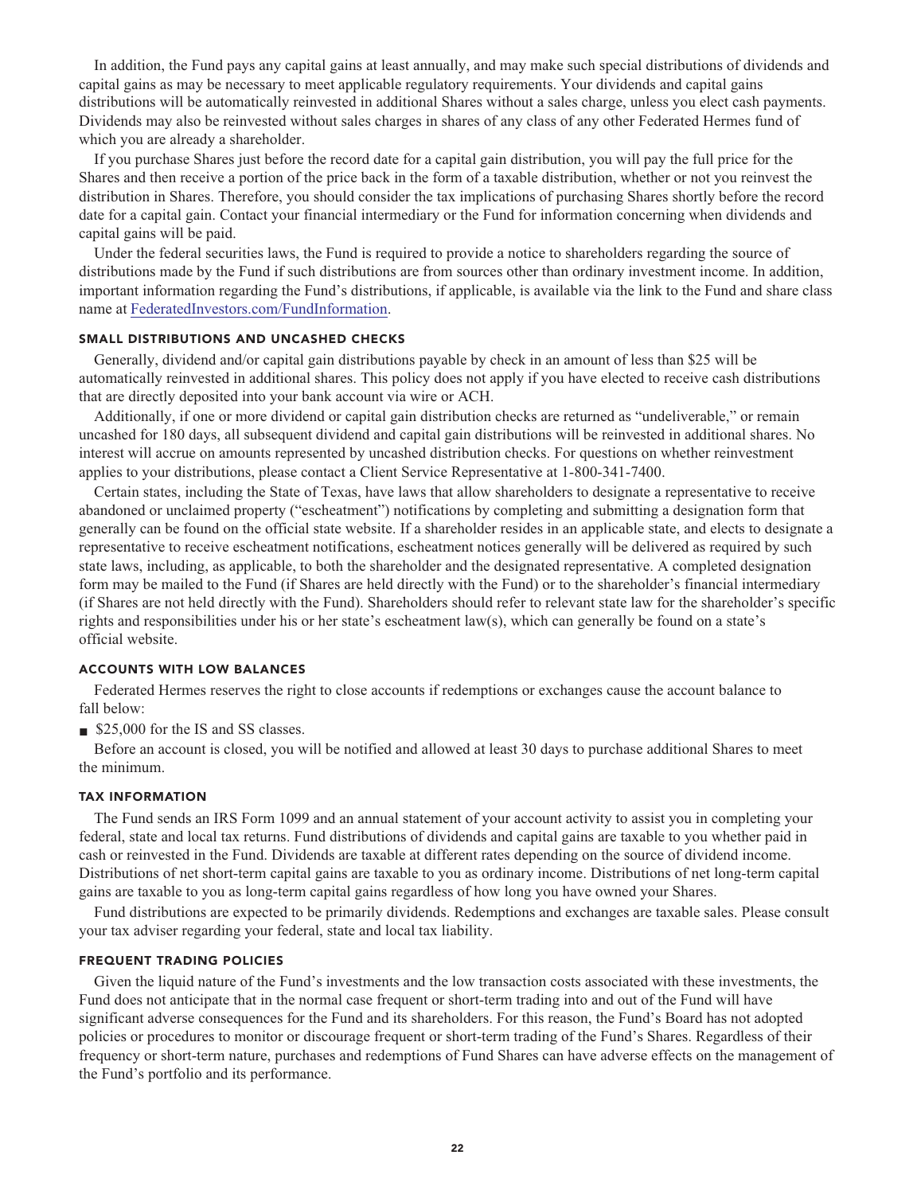In addition, the Fund pays any capital gains at least annually, and may make such special distributions of dividends and capital gains as may be necessary to meet applicable regulatory requirements. Your dividends and capital gains distributions will be automatically reinvested in additional Shares without a sales charge, unless you elect cash payments. Dividends may also be reinvested without sales charges in shares of any class of any other Federated Hermes fund of which you are already a shareholder.

If you purchase Shares just before the record date for a capital gain distribution, you will pay the full price for the Shares and then receive a portion of the price back in the form of a taxable distribution, whether or not you reinvest the distribution in Shares. Therefore, you should consider the tax implications of purchasing Shares shortly before the record date for a capital gain. Contact your financial intermediary or the Fund for information concerning when dividends and capital gains will be paid.

Under the federal securities laws, the Fund is required to provide a notice to shareholders regarding the source of distributions made by the Fund if such distributions are from sources other than ordinary investment income. In addition, important information regarding the Fund's distributions, if applicable, is available via the link to the Fund and share class name at FederatedInvestors.com/FundInformation.

### SMALL DISTRIBUTIONS AND UNCASHED CHECKS

Generally, dividend and/or capital gain distributions payable by check in an amount of less than $25 will be automatically reinvested in additional shares. This policy does not apply if you have elected to receive cash distributions that are directly deposited into your bank account via wire or ACH.

Additionally, if one or more dividend or capital gain distribution checks are returned as "undeliverable," or remain uncashed for 180 days, all subsequent dividend and capital gain distributions will be reinvested in additional shares. No interest will accrue on amounts represented by uncashed distribution checks. For questions on whether reinvestment applies to your distributions, please contact a Client Service Representative at 1-800-341-7400.

Certain states, including the State of Texas, have laws that allow shareholders to designate a representative to receive abandoned or unclaimed property ("escheatment") notifications by completing and submitting a designation form that generally can be found on the official state website. If a shareholder resides in an applicable state, and elects to designate a representative to receive escheatment notifications, escheatment notices generally will be delivered as required by such state laws, including, as applicable, to both the shareholder and the designated representative. A completed designation form may be mailed to the Fund (if Shares are held directly with the Fund) or to the shareholder's financial intermediary (if Shares are not held directly with the Fund). Shareholders should refer to relevant state law for the shareholder's specific rights and responsibilities under his or her state's escheatment law(s), which can generally be found on a state's official website.

### ACCOUNTS WITH LOW BALANCES

Federated Hermes reserves the right to close accounts if redemptions or exchanges cause the account balance to fall below:

- $25,000 for the IS and SS classes.

Before an account is closed, you will be notified and allowed at least 30 days to purchase additional Shares to meet the minimum.

### TAX INFORMATION

The Fund sends an IRS Form 1099 and an annual statement of your account activity to assist you in completing your federal, state and local tax returns. Fund distributions of dividends and capital gains are taxable to you whether paid in cash or reinvested in the Fund. Dividends are taxable at different rates depending on the source of dividend income. Distributions of net short-term capital gains are taxable to you as ordinary income. Distributions of net long-term capital gains are taxable to you as long-term capital gains regardless of how long you have owned your Shares.

Fund distributions are expected to be primarily dividends. Redemptions and exchanges are taxable sales. Please consult your tax adviser regarding your federal, state and local tax liability.

### FREQUENT TRADING POLICIES

Given the liquid nature of the Fund's investments and the low transaction costs associated with these investments, the Fund does not anticipate that in the normal case frequent or short-term trading into and out of the Fund will have significant adverse consequences for the Fund and its shareholders. For this reason, the Fund's Board has not adopted policies or procedures to monitor or discourage frequent or short-term trading of the Fund's Shares. Regardless of their frequency or short-term nature, purchases and redemptions of Fund Shares can have adverse effects on the management of the Fund's portfolio and its performance.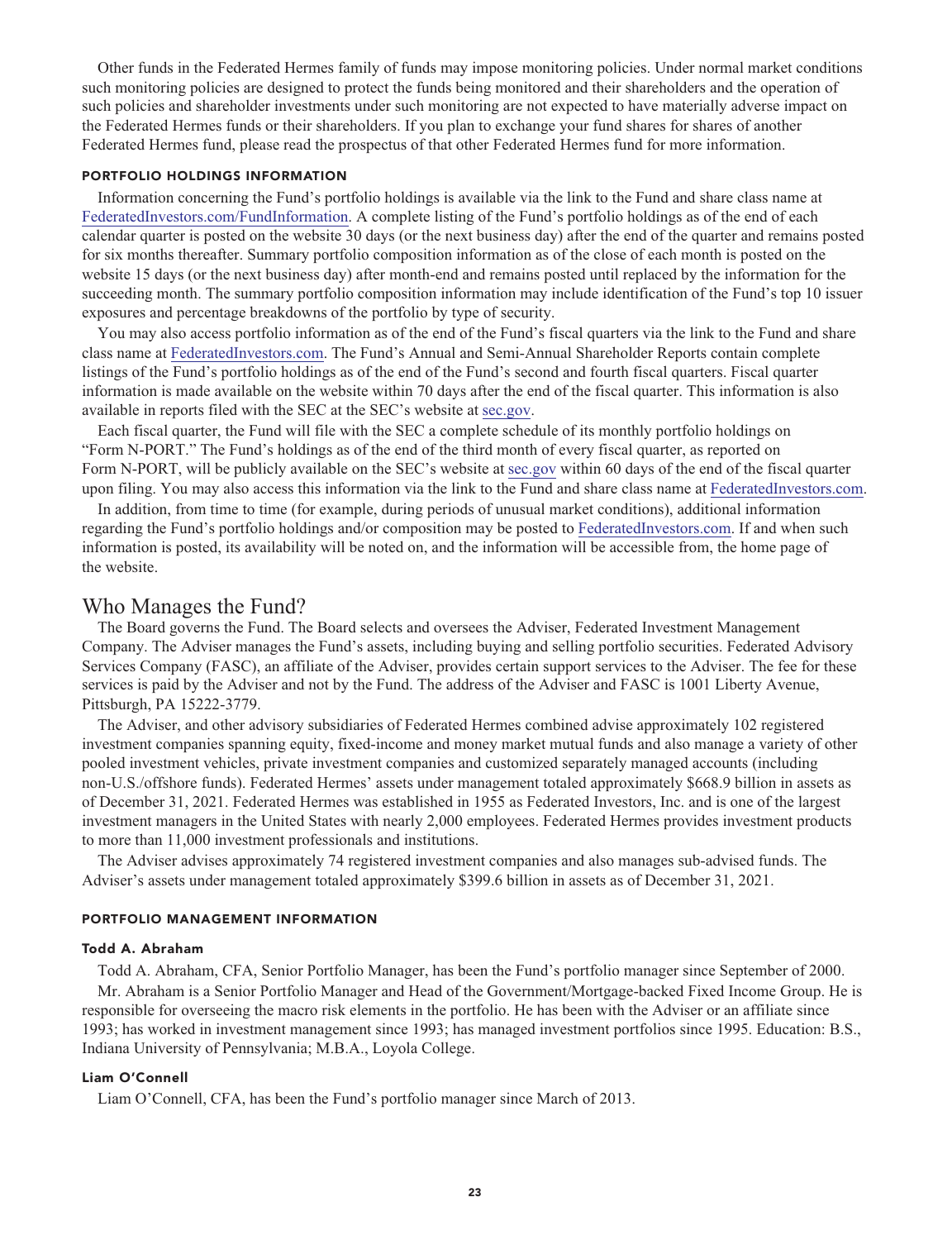Other funds in the Federated Hermes family of funds may impose monitoring policies. Under normal market conditions such monitoring policies are designed to protect the funds being monitored and their shareholders and the operation of such policies and shareholder investments under such monitoring are not expected to have materially adverse impact on the Federated Hermes funds or their shareholders. If you plan to exchange your fund shares for shares of another Federated Hermes fund, please read the prospectus of that other Federated Hermes fund for more information.

### PORTFOLIO HOLDINGS INFORMATION

Information concerning the Fund's portfolio holdings is available via the link to the Fund and share class name at FederatedInvestors.com/FundInformation. A complete listing of the Fund's portfolio holdings as of the end of each calendar quarter is posted on the website 30 days (or the next business day) after the end of the quarter and remains posted for six months thereafter. Summary portfolio composition information as of the close of each month is posted on the website 15 days (or the next business day) after month-end and remains posted until replaced by the information for the succeeding month. The summary portfolio composition information may include identification of the Fund's top 10 issuer exposures and percentage breakdowns of the portfolio by type of security.

You may also access portfolio information as of the end of the Fund's fiscal quarters via the link to the Fund and share class name at FederatedInvestors.com. The Fund's Annual and Semi-Annual Shareholder Reports contain complete listings of the Fund's portfolio holdings as of the end of the Fund's second and fourth fiscal quarters. Fiscal quarter information is made available on the website within 70 days after the end of the fiscal quarter. This information is also available in reports filed with the SEC at the SEC's website at sec.gov.

Each fiscal quarter, the Fund will file with the SEC a complete schedule of its monthly portfolio holdings on "Form N-PORT." The Fund's holdings as of the end of the third month of every fiscal quarter, as reported on Form N-PORT, will be publicly available on the SEC's website at sec.gov within 60 days of the end of the fiscal quarter upon filing. You may also access this information via the link to the Fund and share class name at FederatedInvestors.com.

In addition, from time to time (for example, during periods of unusual market conditions), additional information regarding the Fund's portfolio holdings and/or composition may be posted to FederatedInvestors.com. If and when such information is posted, its availability will be noted on, and the information will be accessible from, the home page of the website.

## Who Manages the Fund?

The Board governs the Fund. The Board selects and oversees the Adviser, Federated Investment Management Company. The Adviser manages the Fund's assets, including buying and selling portfolio securities. Federated Advisory Services Company (FASC), an affiliate of the Adviser, provides certain support services to the Adviser. The fee for these services is paid by the Adviser and not by the Fund. The address of the Adviser and FASC is 1001 Liberty Avenue, Pittsburgh, PA 15222-3779.

The Adviser, and other advisory subsidiaries of Federated Hermes combined advise approximately 102 registered investment companies spanning equity, fixed-income and money market mutual funds and also manage a variety of other pooled investment vehicles, private investment companies and customized separately managed accounts (including non-U.S./offshore funds). Federated Hermes' assets under management totaled approximately $668.9 billion in assets as of December 31, 2021. Federated Hermes was established in 1955 as Federated Investors, Inc. and is one of the largest investment managers in the United States with nearly 2,000 employees. Federated Hermes provides investment products to more than 11,000 investment professionals and institutions.

The Adviser advises approximately 74 registered investment companies and also manages sub-advised funds. The Adviser's assets under management totaled approximately $399.6 billion in assets as of December 31, 2021.

### PORTFOLIO MANAGEMENT INFORMATION

#### Todd A. Abraham

Todd A. Abraham, CFA, Senior Portfolio Manager, has been the Fund's portfolio manager since September of 2000.

Mr. Abraham is a Senior Portfolio Manager and Head of the Government/Mortgage-backed Fixed Income Group. He is responsible for overseeing the macro risk elements in the portfolio. He has been with the Adviser or an affiliate since 1993; has worked in investment management since 1993; has managed investment portfolios since 1995. Education: B.S., Indiana University of Pennsylvania; M.B.A., Loyola College.

#### Liam O'Connell

Liam O'Connell, CFA, has been the Fund's portfolio manager since March of 2013.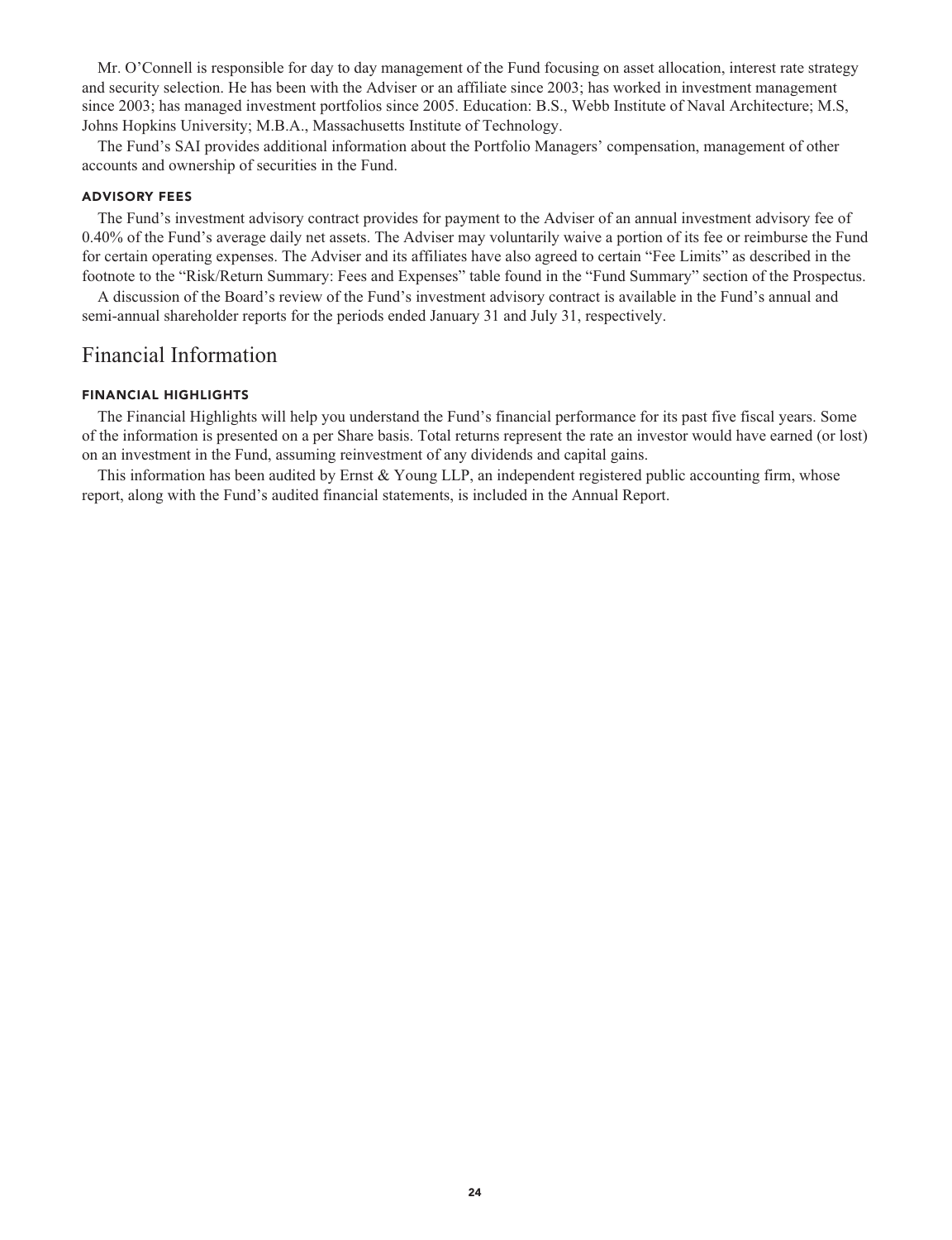Mr. O'Connell is responsible for day to day management of the Fund focusing on asset allocation, interest rate strategy and security selection. He has been with the Adviser or an affiliate since 2003; has worked in investment management since 2003; has managed investment portfolios since 2005. Education: B.S., Webb Institute of Naval Architecture; M.S, Johns Hopkins University; M.B.A., Massachusetts Institute of Technology.

The Fund's SAI provides additional information about the Portfolio Managers' compensation, management of other accounts and ownership of securities in the Fund.

### ADVISORY FEES

The Fund's investment advisory contract provides for payment to the Adviser of an annual investment advisory fee of 0.40% of the Fund's average daily net assets. The Adviser may voluntarily waive a portion of its fee or reimburse the Fund for certain operating expenses. The Adviser and its affiliates have also agreed to certain "Fee Limits" as described in the footnote to the "Risk/Return Summary: Fees and Expenses" table found in the "Fund Summary" section of the Prospectus.

A discussion of the Board's review of the Fund's investment advisory contract is available in the Fund's annual and semi-annual shareholder reports for the periods ended January 31 and July 31, respectively.

## Financial Information

### FINANCIAL HIGHLIGHTS

The Financial Highlights will help you understand the Fund's financial performance for its past five fiscal years. Some of the information is presented on a per Share basis. Total returns represent the rate an investor would have earned (or lost) on an investment in the Fund, assuming reinvestment of any dividends and capital gains.

This information has been audited by Ernst & Young LLP, an independent registered public accounting firm, whose report, along with the Fund's audited financial statements, is included in the Annual Report.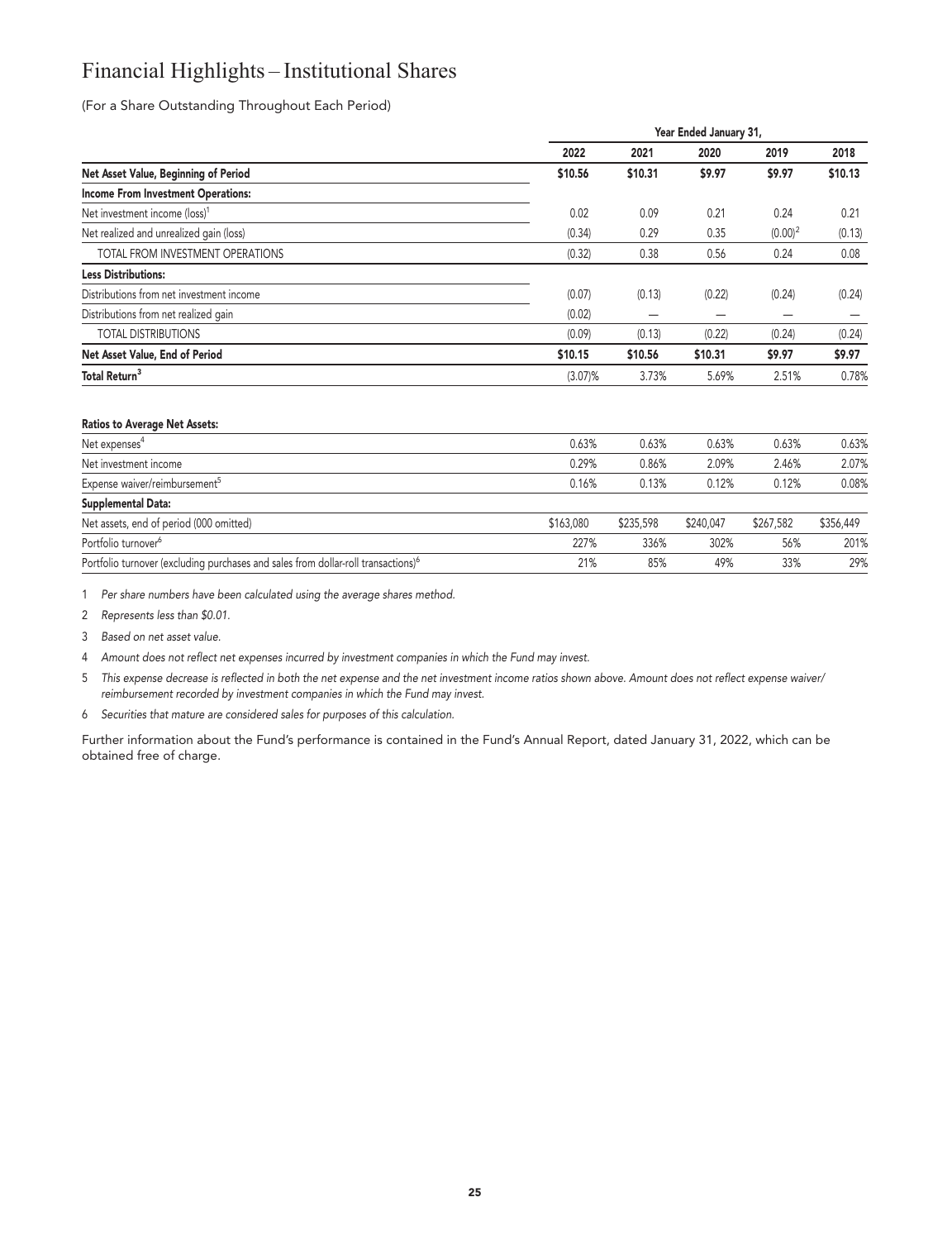# Financial Highlights – Institutional Shares

(For a Share Outstanding Throughout Each Period)

| | Year Ended January 31, | | | | |
|---|---|---|---|---|---|
| | 2022 | 2021 | 2020 | 2019 | 2018 |
| **Net Asset Value, Beginning of Period** | **$10.56** | **$10.31** | **$9.97** | **$9.97** | **$10.13** |
| **Income From Investment Operations:** | | | | | |
| Net investment income (loss)[1] | 0.02 | 0.09 | 0.21 | 0.24 | 0.21 |
| Net realized and unrealized gain (loss) | (0.34) | 0.29 | 0.35 | (0.00)[2] | (0.13) |
| TOTAL FROM INVESTMENT OPERATIONS | (0.32) | 0.38 | 0.56 | 0.24 | 0.08 |
| **Less Distributions:** | | | | | |
| Distributions from net investment income | (0.07) | (0.13) | (0.22) | (0.24) | (0.24) |
| Distributions from net realized gain | (0.02) | — | — | — | — |
| TOTAL DISTRIBUTIONS | (0.09) | (0.13) | (0.22) | (0.24) | (0.24) |
| **Net Asset Value, End of Period** | **$10.15** | **$10.56** | **$10.31** | **$9.97** | **$9.97** |
| **Total Return[3]** | (3.07)% | 3.73% | 5.69% | 2.51% | 0.78% |

| | 2022 | 2021 | 2020 | 2019 | 2018 |
|---|---|---|---|---|---|
| **Ratios to Average Net Assets:** | | | | | |
| Net expenses[4] | 0.63% | 0.63% | 0.63% | 0.63% | 0.63% |
| Net investment income | 0.29% | 0.86% | 2.09% | 2.46% | 2.07% |
| Expense waiver/reimbursement[5] | 0.16% | 0.13% | 0.12% | 0.12% | 0.08% |
| **Supplemental Data:** | | | | | |
| Net assets, end of period (000 omitted) | $163,080 | $235,598 | $240,047 | $267,582 | $356,449 |
| Portfolio turnover[6] | 227% | 336% | 302% | 56% | 201% |
| Portfolio turnover (excluding purchases and sales from dollar-roll transactions)[6] | 21% | 85% | 49% | 33% | 29% |

1 *Per share numbers have been calculated using the average shares method.*

2 *Represents less than $0.01.*

3 *Based on net asset value.*

4 *Amount does not reflect net expenses incurred by investment companies in which the Fund may invest.*

5 *This expense decrease is reflected in both the net expense and the net investment income ratios shown above. Amount does not reflect expense waiver/reimbursement recorded by investment companies in which the Fund may invest.*

6 *Securities that mature are considered sales for purposes of this calculation.*

Further information about the Fund's performance is contained in the Fund's Annual Report, dated January 31, 2022, which can be obtained free of charge.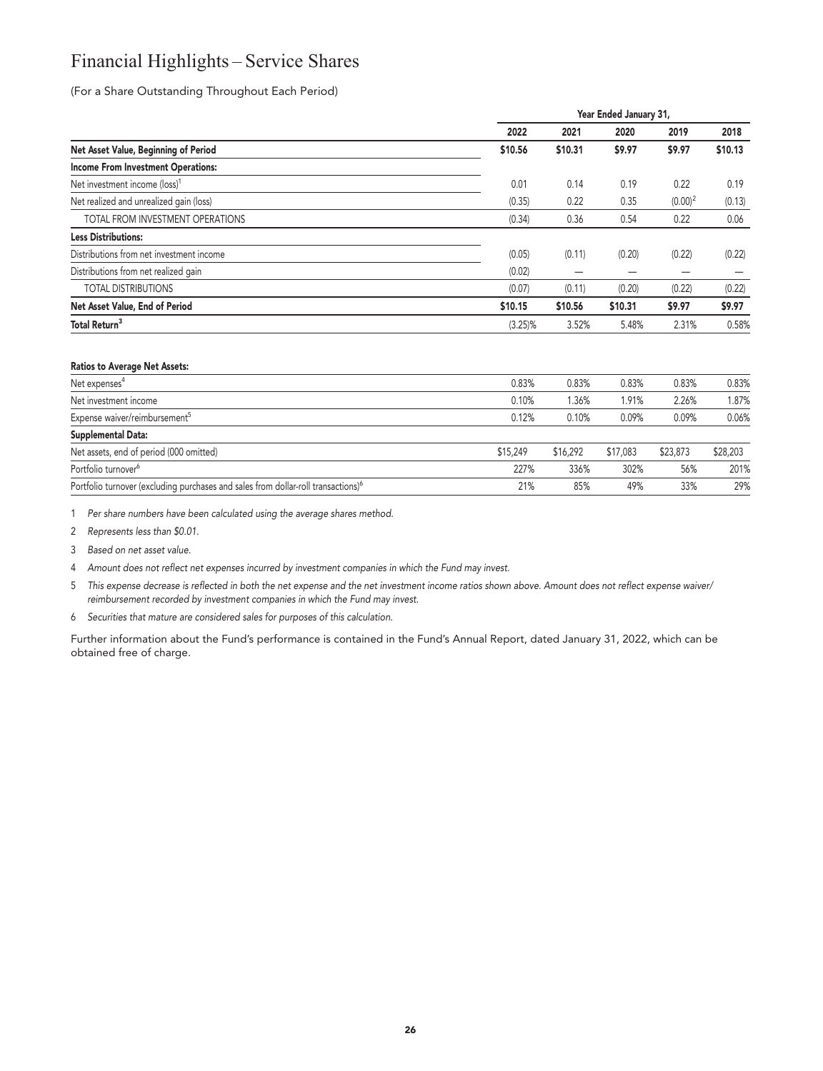# Financial Highlights – Service Shares

(For a Share Outstanding Throughout Each Period)

| | Year Ended January 31, | | | | |
|---|---|---|---|---|---|
| | **2022** | **2021** | **2020** | **2019** | **2018** |
| **Net Asset Value, Beginning of Period** | **$10.56** | **$10.31** | **$9.97** | **$9.97** | **$10.13** |
| **Income From Investment Operations:** | | | | | |
| Net investment income (loss)[1] | 0.01 | 0.14 | 0.19 | 0.22 | 0.19 |
| Net realized and unrealized gain (loss) | (0.35) | 0.22 | 0.35 | (0.00)[2] | (0.13) |
| TOTAL FROM INVESTMENT OPERATIONS | (0.34) | 0.36 | 0.54 | 0.22 | 0.06 |
| **Less Distributions:** | | | | | |
| Distributions from net investment income | (0.05) | (0.11) | (0.20) | (0.22) | (0.22) |
| Distributions from net realized gain | (0.02) | — | — | — | — |
| TOTAL DISTRIBUTIONS | (0.07) | (0.11) | (0.20) | (0.22) | (0.22) |
| **Net Asset Value, End of Period** | **$10.15** | **$10.56** | **$10.31** | **$9.97** | **$9.97** |
| **Total Return[3]** | (3.25)% | 3.52% | 5.48% | 2.31% | 0.58% |

| | 2022 | 2021 | 2020 | 2019 | 2018 |
|---|---|---|---|---|---|
| **Ratios to Average Net Assets:** | | | | | |
| Net expenses[4] | 0.83% | 0.83% | 0.83% | 0.83% | 0.83% |
| Net investment income | 0.10% | 1.36% | 1.91% | 2.26% | 1.87% |
| Expense waiver/reimbursement[5] | 0.12% | 0.10% | 0.09% | 0.09% | 0.06% |
| **Supplemental Data:** | | | | | |
| Net assets, end of period (000 omitted) | $15,249 | $16,292 | $17,083 | $23,873 | $28,203 |
| Portfolio turnover[6] | 227% | 336% | 302% | 56% | 201% |
| Portfolio turnover (excluding purchases and sales from dollar-roll transactions)[6] | 21% | 85% | 49% | 33% | 29% |

1 *Per share numbers have been calculated using the average shares method.*

2 *Represents less than $0.01.*

3 *Based on net asset value.*

4 *Amount does not reflect net expenses incurred by investment companies in which the Fund may invest.*

5 *This expense decrease is reflected in both the net expense and the net investment income ratios shown above. Amount does not reflect expense waiver/reimbursement recorded by investment companies in which the Fund may invest.*

6 *Securities that mature are considered sales for purposes of this calculation.*

Further information about the Fund's performance is contained in the Fund's Annual Report, dated January 31, 2022, which can be obtained free of charge.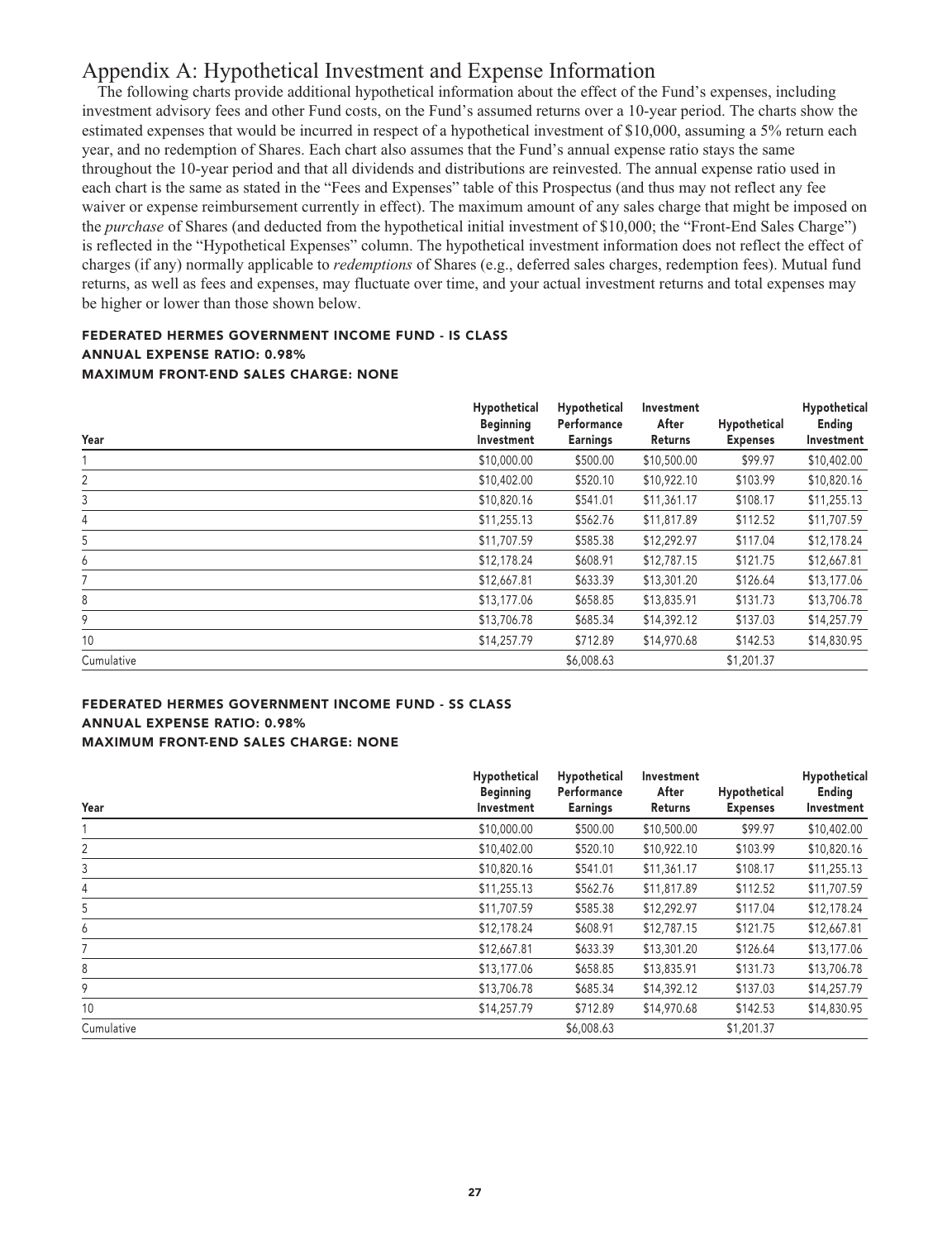# Appendix A: Hypothetical Investment and Expense Information

The following charts provide additional hypothetical information about the effect of the Fund's expenses, including investment advisory fees and other Fund costs, on the Fund's assumed returns over a 10-year period. The charts show the estimated expenses that would be incurred in respect of a hypothetical investment of $10,000, assuming a 5% return each year, and no redemption of Shares. Each chart also assumes that the Fund's annual expense ratio stays the same throughout the 10-year period and that all dividends and distributions are reinvested. The annual expense ratio used in each chart is the same as stated in the "Fees and Expenses" table of this Prospectus (and thus may not reflect any fee waiver or expense reimbursement currently in effect). The maximum amount of any sales charge that might be imposed on the *purchase* of Shares (and deducted from the hypothetical initial investment of $10,000; the "Front-End Sales Charge") is reflected in the "Hypothetical Expenses" column. The hypothetical investment information does not reflect the effect of charges (if any) normally applicable to *redemptions* of Shares (e.g., deferred sales charges, redemption fees). Mutual fund returns, as well as fees and expenses, may fluctuate over time, and your actual investment returns and total expenses may be higher or lower than those shown below.

**FEDERATED HERMES GOVERNMENT INCOME FUND - IS CLASS**
**ANNUAL EXPENSE RATIO: 0.98%**
**MAXIMUM FRONT-END SALES CHARGE: NONE**

| Year | Hypothetical Beginning Investment | Hypothetical Performance Earnings | Investment After Returns | Hypothetical Expenses | Hypothetical Ending Investment |
|---|---|---|---|---|---|
| 1 | $10,000.00 | $500.00 | $10,500.00 | $99.97 | $10,402.00 |
| 2 | $10,402.00 | $520.10 | $10,922.10 | $103.99 | $10,820.16 |
| 3 | $10,820.16 | $541.01 | $11,361.17 | $108.17 | $11,255.13 |
| 4 | $11,255.13 | $562.76 | $11,817.89 | $112.52 | $11,707.59 |
| 5 | $11,707.59 | $585.38 | $12,292.97 | $117.04 | $12,178.24 |
| 6 | $12,178.24 | $608.91 | $12,787.15 | $121.75 | $12,667.81 |
| 7 | $12,667.81 | $633.39 | $13,301.20 | $126.64 | $13,177.06 |
| 8 | $13,177.06 | $658.85 | $13,835.91 | $131.73 | $13,706.78 |
| 9 | $13,706.78 | $685.34 | $14,392.12 | $137.03 | $14,257.79 |
| 10 | $14,257.79 | $712.89 | $14,970.68 | $142.53 | $14,830.95 |
| Cumulative | | $6,008.63 | | $1,201.37 | |

**FEDERATED HERMES GOVERNMENT INCOME FUND - SS CLASS**
**ANNUAL EXPENSE RATIO: 0.98%**
**MAXIMUM FRONT-END SALES CHARGE: NONE**

| Year | Hypothetical Beginning Investment | Hypothetical Performance Earnings | Investment After Returns | Hypothetical Expenses | Hypothetical Ending Investment |
|---|---|---|---|---|---|
| 1 | $10,000.00 | $500.00 | $10,500.00 | $99.97 | $10,402.00 |
| 2 | $10,402.00 | $520.10 | $10,922.10 | $103.99 | $10,820.16 |
| 3 | $10,820.16 | $541.01 | $11,361.17 | $108.17 | $11,255.13 |
| 4 | $11,255.13 | $562.76 | $11,817.89 | $112.52 | $11,707.59 |
| 5 | $11,707.59 | $585.38 | $12,292.97 | $117.04 | $12,178.24 |
| 6 | $12,178.24 | $608.91 | $12,787.15 | $121.75 | $12,667.81 |
| 7 | $12,667.81 | $633.39 | $13,301.20 | $126.64 | $13,177.06 |
| 8 | $13,177.06 | $658.85 | $13,835.91 | $131.73 | $13,706.78 |
| 9 | $13,706.78 | $685.34 | $14,392.12 | $137.03 | $14,257.79 |
| 10 | $14,257.79 | $712.89 | $14,970.68 | $142.53 | $14,830.95 |
| Cumulative | | $6,008.63 | | $1,201.37 | |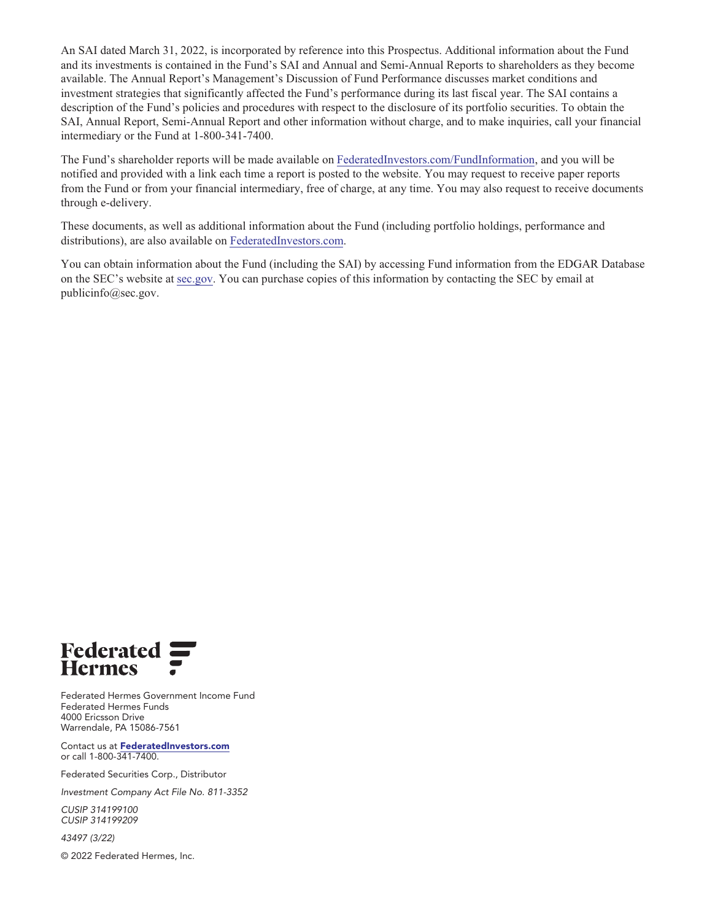An SAI dated March 31, 2022, is incorporated by reference into this Prospectus. Additional information about the Fund and its investments is contained in the Fund's SAI and Annual and Semi-Annual Reports to shareholders as they become available. The Annual Report's Management's Discussion of Fund Performance discusses market conditions and investment strategies that significantly affected the Fund's performance during its last fiscal year. The SAI contains a description of the Fund's policies and procedures with respect to the disclosure of its portfolio securities. To obtain the SAI, Annual Report, Semi-Annual Report and other information without charge, and to make inquiries, call your financial intermediary or the Fund at 1-800-341-7400.

The Fund's shareholder reports will be made available on FederatedInvestors.com/FundInformation, and you will be notified and provided with a link each time a report is posted to the website. You may request to receive paper reports from the Fund or from your financial intermediary, free of charge, at any time. You may also request to receive documents through e-delivery.

These documents, as well as additional information about the Fund (including portfolio holdings, performance and distributions), are also available on FederatedInvestors.com.

You can obtain information about the Fund (including the SAI) by accessing Fund information from the EDGAR Database on the SEC's website at sec.gov. You can purchase copies of this information by contacting the SEC by email at publicinfo@sec.gov.

**Federated Hermes**

Federated Hermes Government Income Fund
Federated Hermes Funds
4000 Ericsson Drive
Warrendale, PA 15086-7561

Contact us at **FederatedInvestors.com**
or call 1-800-341-7400.

Federated Securities Corp., Distributor

*Investment Company Act File No. 811-3352*

*CUSIP 314199100*
*CUSIP 314199209*

*43497 (3/22)*

© 2022 Federated Hermes, Inc.